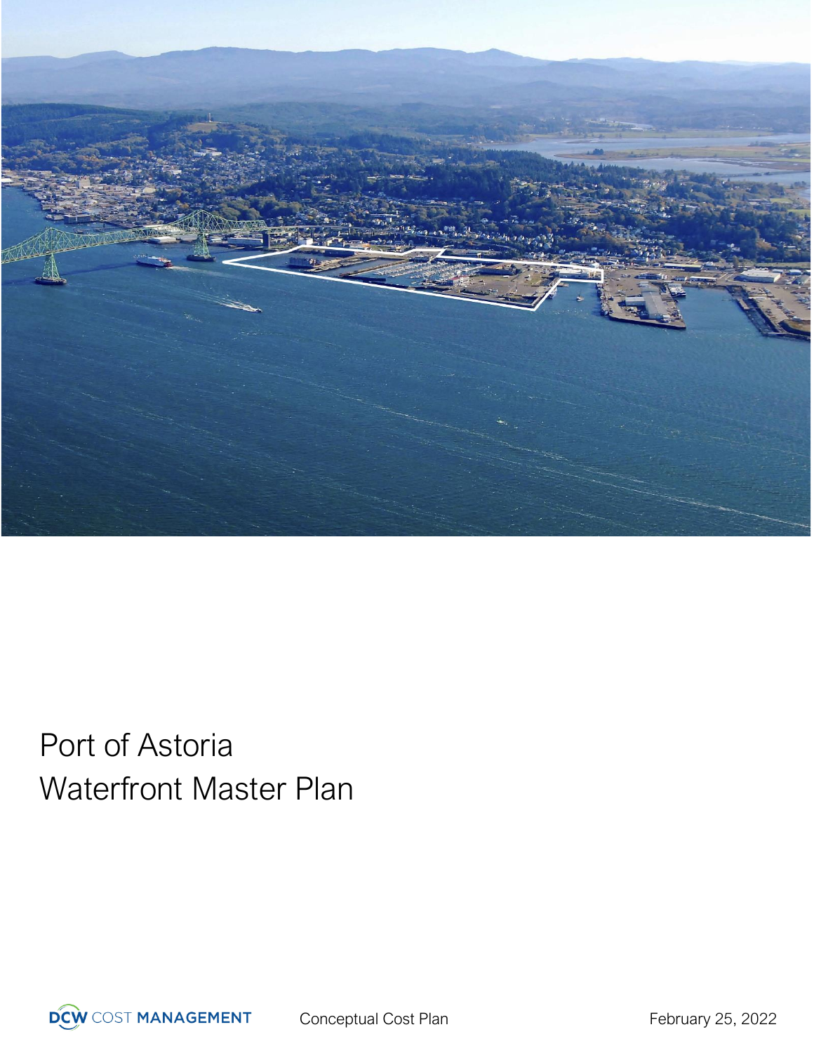# Port of Astoria
# Waterfront Master Plan

DCW COST MANAGEMENT

Conceptual Cost Plan

February 25, 2022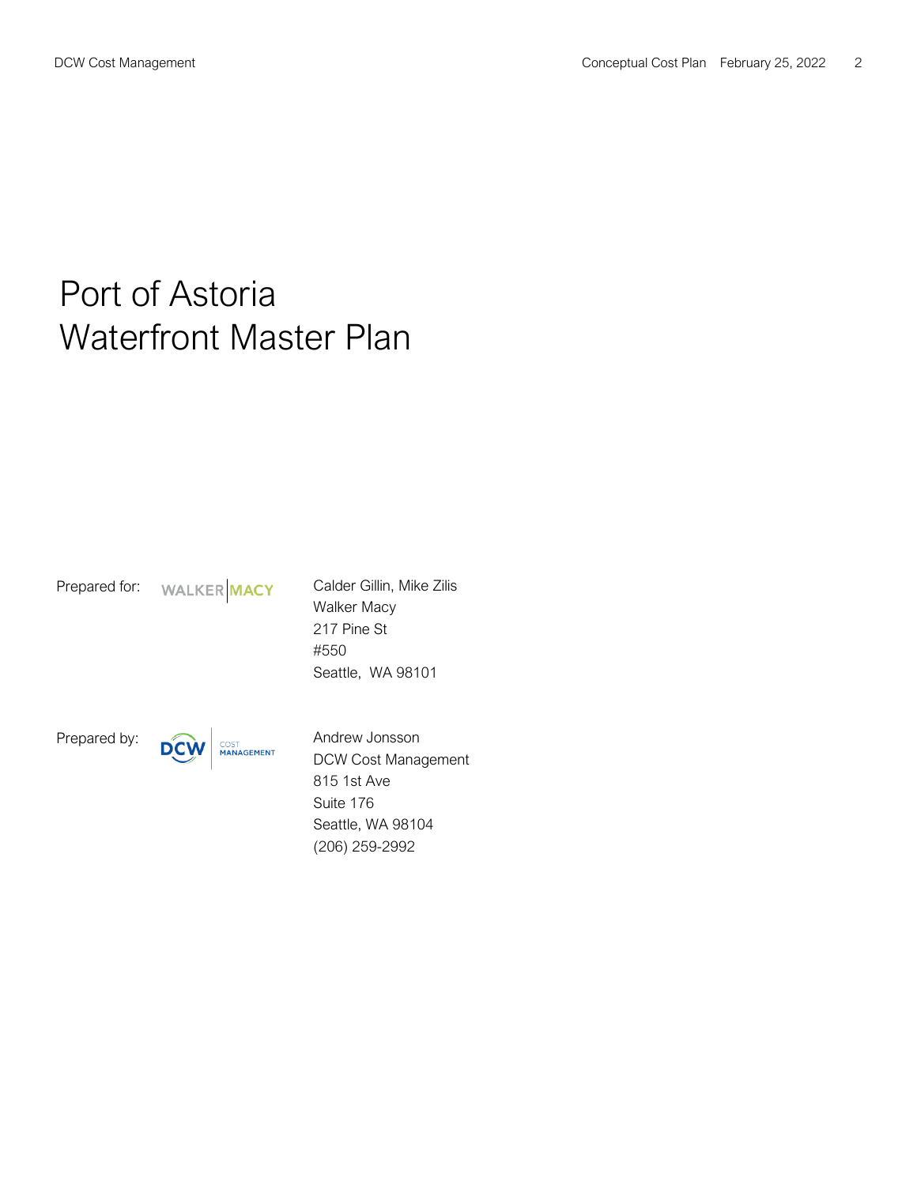# Port of Astoria
# Waterfront Master Plan

Prepared for: WALKER | MACY

Calder Gillin, Mike Zilis
Walker Macy
217 Pine St
#550
Seattle, WA 98101

Prepared by: DCW COST MANAGEMENT

Andrew Jonsson
DCW Cost Management
815 1st Ave
Suite 176
Seattle, WA 98104
(206) 259-2992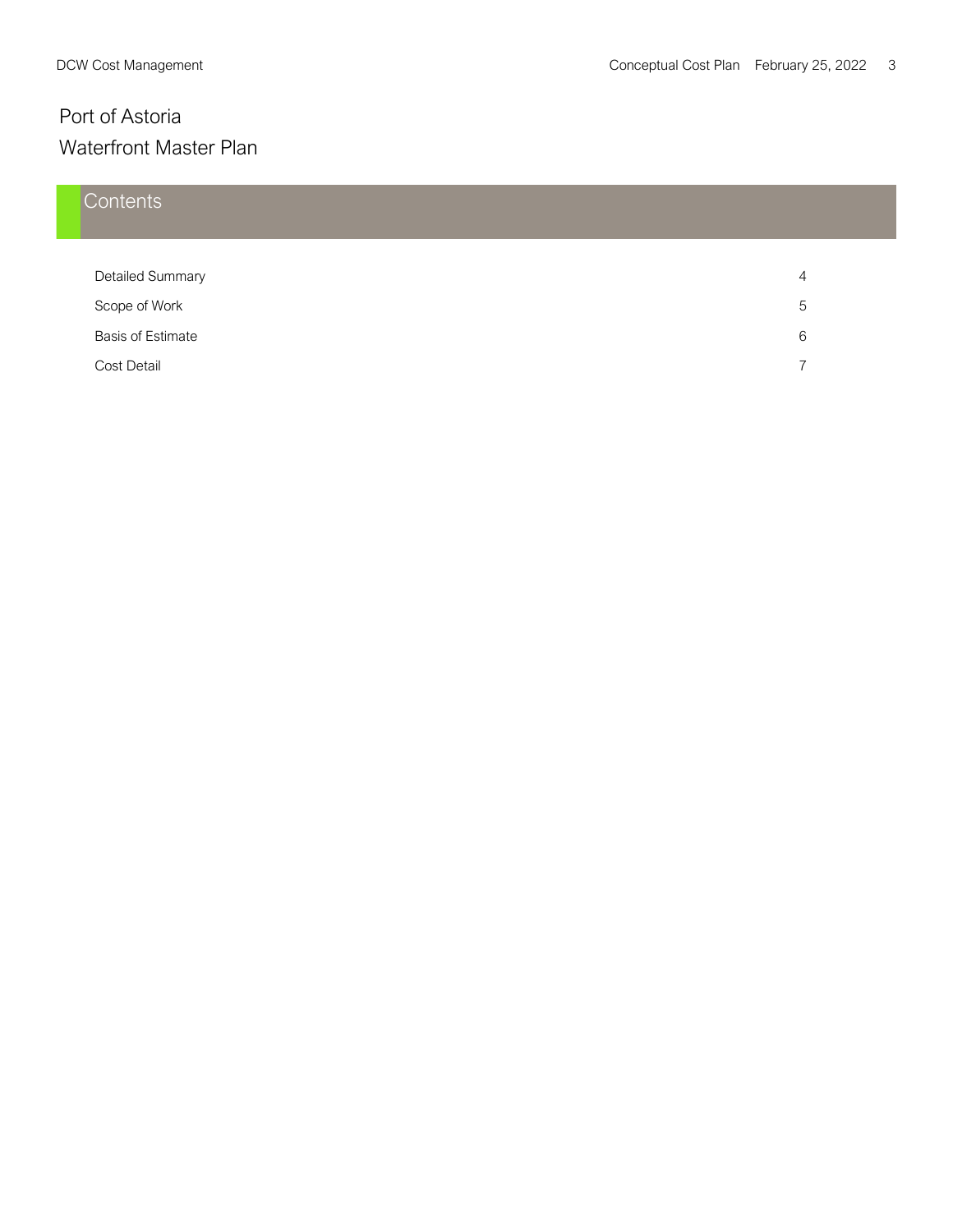# Port of Astoria
## Waterfront Master Plan

## Contents

| | |
|---|---|
| Detailed Summary | 4 |
| Scope of Work | 5 |
| Basis of Estimate | 6 |
| Cost Detail | 7 |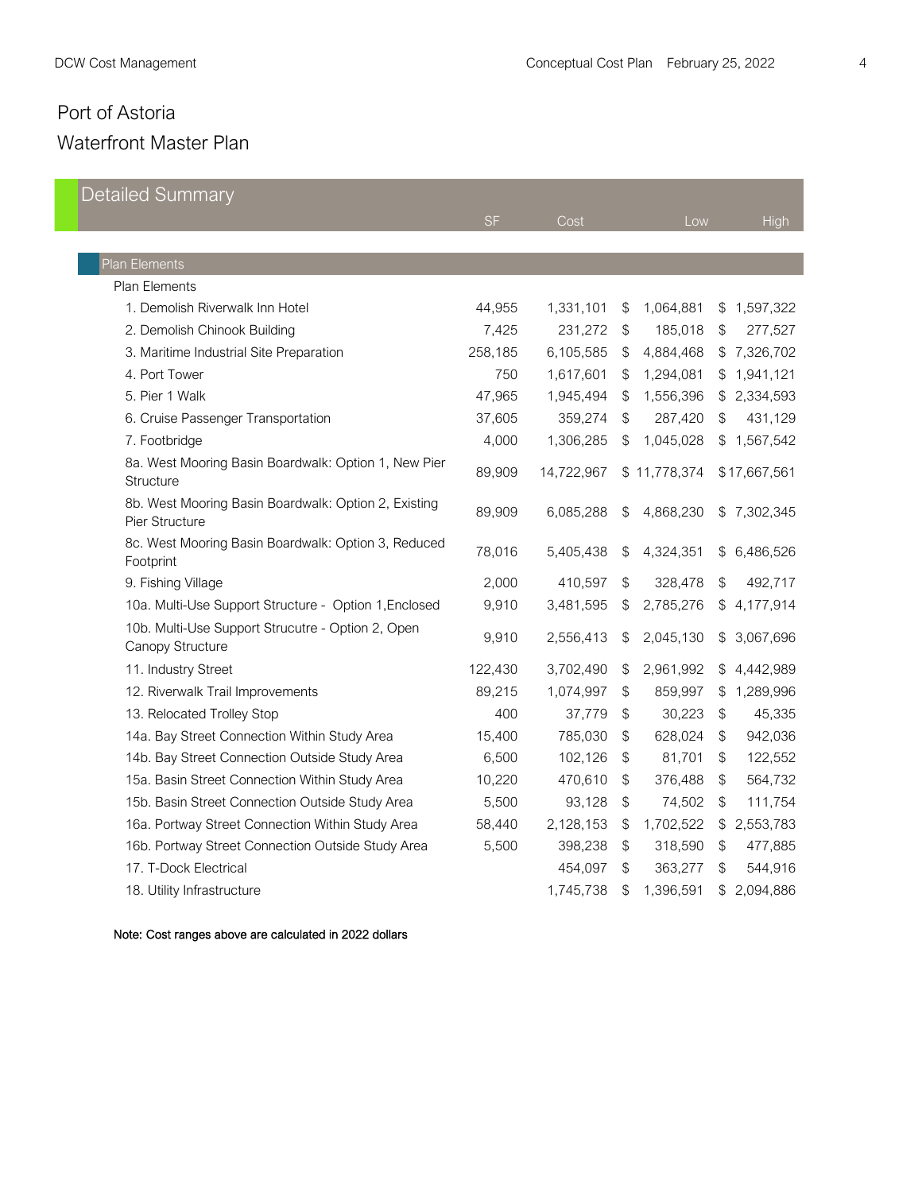# Port of Astoria

## Waterfront Master Plan

### Detailed Summary

| | SF | Cost | Low | High |
|---|---|---|---|---|
| **Plan Elements** | | | | |
| Plan Elements | | | | |
| 1. Demolish Riverwalk Inn Hotel | 44,955 | 1,331,101 | $ 1,064,881 | $ 1,597,322 |
| 2. Demolish Chinook Building | 7,425 | 231,272 | $ 185,018 | $ 277,527 |
| 3. Maritime Industrial Site Preparation | 258,185 | 6,105,585 | $ 4,884,468 | $ 7,326,702 |
| 4. Port Tower | 750 | 1,617,601 | $ 1,294,081 | $ 1,941,121 |
| 5. Pier 1 Walk | 47,965 | 1,945,494 | $ 1,556,396 | $ 2,334,593 |
| 6. Cruise Passenger Transportation | 37,605 | 359,274 | $ 287,420 | $ 431,129 |
| 7. Footbridge | 4,000 | 1,306,285 | $ 1,045,028 | $ 1,567,542 |
| 8a. West Mooring Basin Boardwalk: Option 1, New Pier Structure | 89,909 | 14,722,967 | $ 11,778,374 | $ 17,667,561 |
| 8b. West Mooring Basin Boardwalk: Option 2, Existing Pier Structure | 89,909 | 6,085,288 | $ 4,868,230 | $ 7,302,345 |
| 8c. West Mooring Basin Boardwalk: Option 3, Reduced Footprint | 78,016 | 5,405,438 | $ 4,324,351 | $ 6,486,526 |
| 9. Fishing Village | 2,000 | 410,597 | $ 328,478 | $ 492,717 |
| 10a. Multi-Use Support Structure - Option 1,Enclosed | 9,910 | 3,481,595 | $ 2,785,276 | $ 4,177,914 |
| 10b. Multi-Use Support Strucutre - Option 2, Open Canopy Structure | 9,910 | 2,556,413 | $ 2,045,130 | $ 3,067,696 |
| 11. Industry Street | 122,430 | 3,702,490 | $ 2,961,992 | $ 4,442,989 |
| 12. Riverwalk Trail Improvements | 89,215 | 1,074,997 | $ 859,997 | $ 1,289,996 |
| 13. Relocated Trolley Stop | 400 | 37,779 | $ 30,223 | $ 45,335 |
| 14a. Bay Street Connection Within Study Area | 15,400 | 785,030 | $ 628,024 | $ 942,036 |
| 14b. Bay Street Connection Outside Study Area | 6,500 | 102,126 | $ 81,701 | $ 122,552 |
| 15a. Basin Street Connection Within Study Area | 10,220 | 470,610 | $ 376,488 | $ 564,732 |
| 15b. Basin Street Connection Outside Study Area | 5,500 | 93,128 | $ 74,502 | $ 111,754 |
| 16a. Portway Street Connection Within Study Area | 58,440 | 2,128,153 | $ 1,702,522 | $ 2,553,783 |
| 16b. Portway Street Connection Outside Study Area | 5,500 | 398,238 | $ 318,590 | $ 477,885 |
| 17. T-Dock Electrical | | 454,097 | $ 363,277 | $ 544,916 |
| 18. Utility Infrastructure | | 1,745,738 | $ 1,396,591 | $ 2,094,886 |

Note: Cost ranges above are calculated in 2022 dollars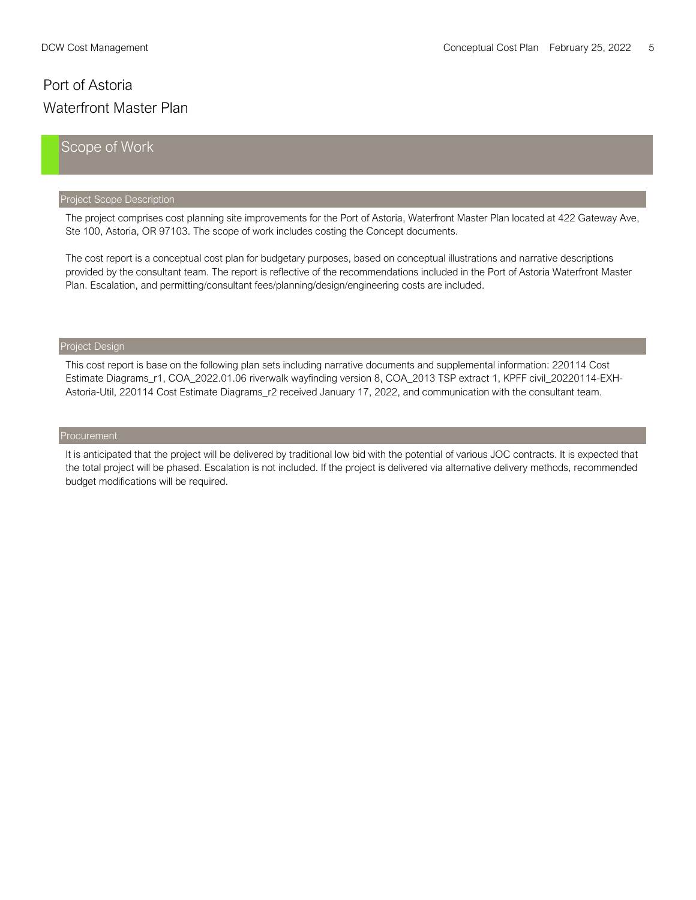# Port of Astoria

# Waterfront Master Plan

## Scope of Work

### Project Scope Description

The project comprises cost planning site improvements for the Port of Astoria, Waterfront Master Plan located at 422 Gateway Ave, Ste 100, Astoria, OR 97103. The scope of work includes costing the Concept documents.

The cost report is a conceptual cost plan for budgetary purposes, based on conceptual illustrations and narrative descriptions provided by the consultant team. The report is reflective of the recommendations included in the Port of Astoria Waterfront Master Plan. Escalation, and permitting/consultant fees/planning/design/engineering costs are included.

### Project Design

This cost report is base on the following plan sets including narrative documents and supplemental information: 220114 Cost Estimate Diagrams_r1, COA_2022.01.06 riverwalk wayfinding version 8, COA_2013 TSP extract 1, KPFF civil_20220114-EXH-Astoria-Util, 220114 Cost Estimate Diagrams_r2 received January 17, 2022, and communication with the consultant team.

### Procurement

It is anticipated that the project will be delivered by traditional low bid with the potential of various JOC contracts. It is expected that the total project will be phased. Escalation is not included. If the project is delivered via alternative delivery methods, recommended budget modifications will be required.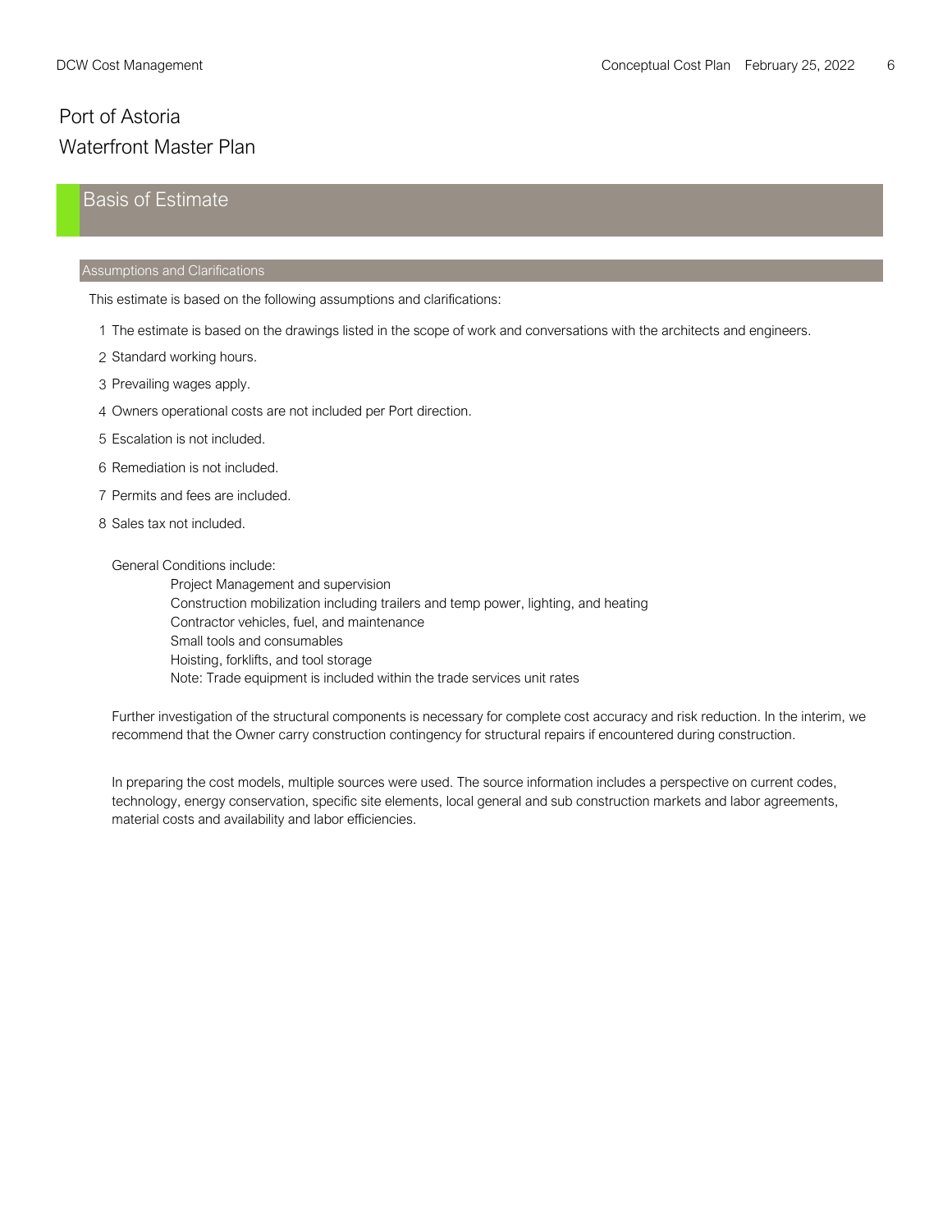# Port of Astoria
# Waterfront Master Plan

## Basis of Estimate

### Assumptions and Clarifications

This estimate is based on the following assumptions and clarifications:

1. The estimate is based on the drawings listed in the scope of work and conversations with the architects and engineers.
2. Standard working hours.
3. Prevailing wages apply.
4. Owners operational costs are not included per Port direction.
5. Escalation is not included.
6. Remediation is not included.
7. Permits and fees are included.
8. Sales tax not included.

General Conditions include:

- Project Management and supervision
- Construction mobilization including trailers and temp power, lighting, and heating
- Contractor vehicles, fuel, and maintenance
- Small tools and consumables
- Hoisting, forklifts, and tool storage
- Note: Trade equipment is included within the trade services unit rates

Further investigation of the structural components is necessary for complete cost accuracy and risk reduction. In the interim, we recommend that the Owner carry construction contingency for structural repairs if encountered during construction.

In preparing the cost models, multiple sources were used. The source information includes a perspective on current codes, technology, energy conservation, specific site elements, local general and sub construction markets and labor agreements, material costs and availability and labor efficiencies.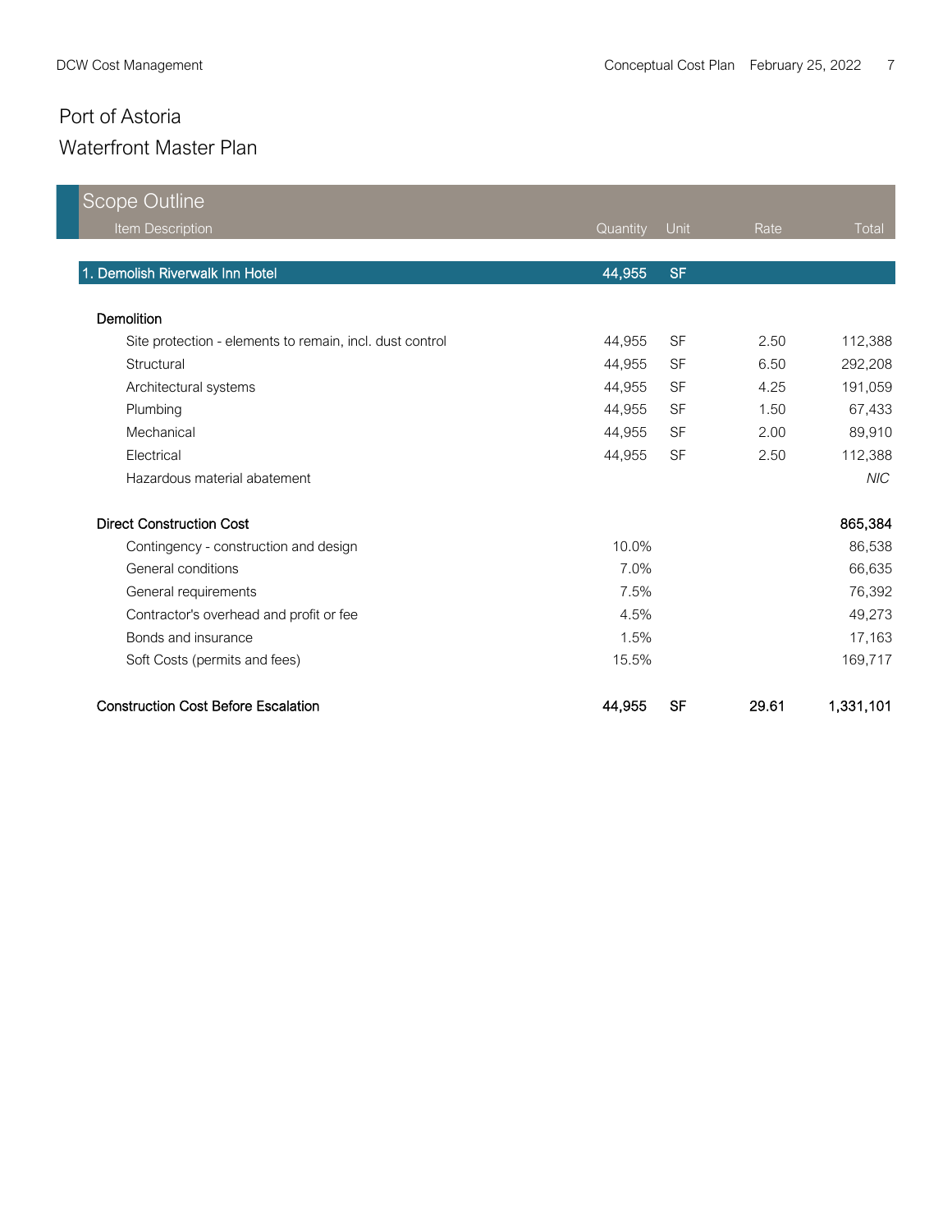# Port of Astoria

## Waterfront Master Plan

## Scope Outline

| Item Description | Quantity | Unit | Rate | Total |
|---|---|---|---|---|
| **1. Demolish Riverwalk Inn Hotel** | **44,955** | **SF** | | |
| **Demolition** | | | | |
| Site protection - elements to remain, incl. dust control | 44,955 | SF | 2.50 | 112,388 |
| Structural | 44,955 | SF | 6.50 | 292,208 |
| Architectural systems | 44,955 | SF | 4.25 | 191,059 |
| Plumbing | 44,955 | SF | 1.50 | 67,433 |
| Mechanical | 44,955 | SF | 2.00 | 89,910 |
| Electrical | 44,955 | SF | 2.50 | 112,388 |
| Hazardous material abatement | | | | *NIC* |
| **Direct Construction Cost** | | | | **865,384** |
| Contingency - construction and design | 10.0% | | | 86,538 |
| General conditions | 7.0% | | | 66,635 |
| General requirements | 7.5% | | | 76,392 |
| Contractor's overhead and profit or fee | 4.5% | | | 49,273 |
| Bonds and insurance | 1.5% | | | 17,163 |
| Soft Costs (permits and fees) | 15.5% | | | 169,717 |
| **Construction Cost Before Escalation** | **44,955** | **SF** | **29.61** | **1,331,101** |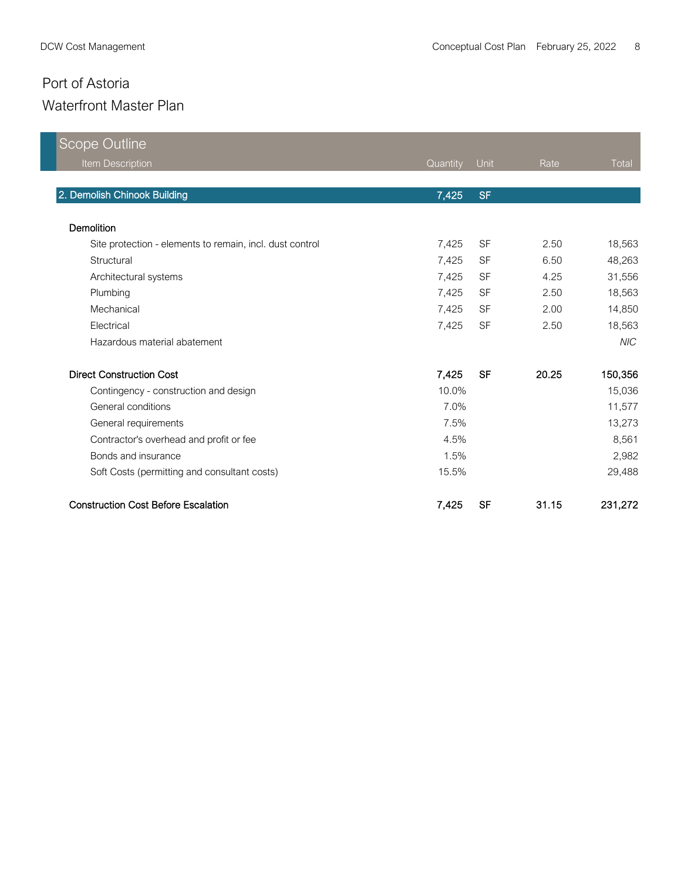# Port of Astoria

## Waterfront Master Plan

| Scope Outline<br>Item Description | Quantity | Unit | Rate | Total |
|---|---|---|---|---|
| **2. Demolish Chinook Building** | **7,425** | **SF** | | |
| **Demolition** | | | | |
| Site protection - elements to remain, incl. dust control | 7,425 | SF | 2.50 | 18,563 |
| Structural | 7,425 | SF | 6.50 | 48,263 |
| Architectural systems | 7,425 | SF | 4.25 | 31,556 |
| Plumbing | 7,425 | SF | 2.50 | 18,563 |
| Mechanical | 7,425 | SF | 2.00 | 14,850 |
| Electrical | 7,425 | SF | 2.50 | 18,563 |
| Hazardous material abatement | | | | *NIC* |
| **Direct Construction Cost** | **7,425** | **SF** | **20.25** | **150,356** |
| Contingency - construction and design | 10.0% | | | 15,036 |
| General conditions | 7.0% | | | 11,577 |
| General requirements | 7.5% | | | 13,273 |
| Contractor's overhead and profit or fee | 4.5% | | | 8,561 |
| Bonds and insurance | 1.5% | | | 2,982 |
| Soft Costs (permitting and consultant costs) | 15.5% | | | 29,488 |
| **Construction Cost Before Escalation** | **7,425** | **SF** | **31.15** | **231,272** |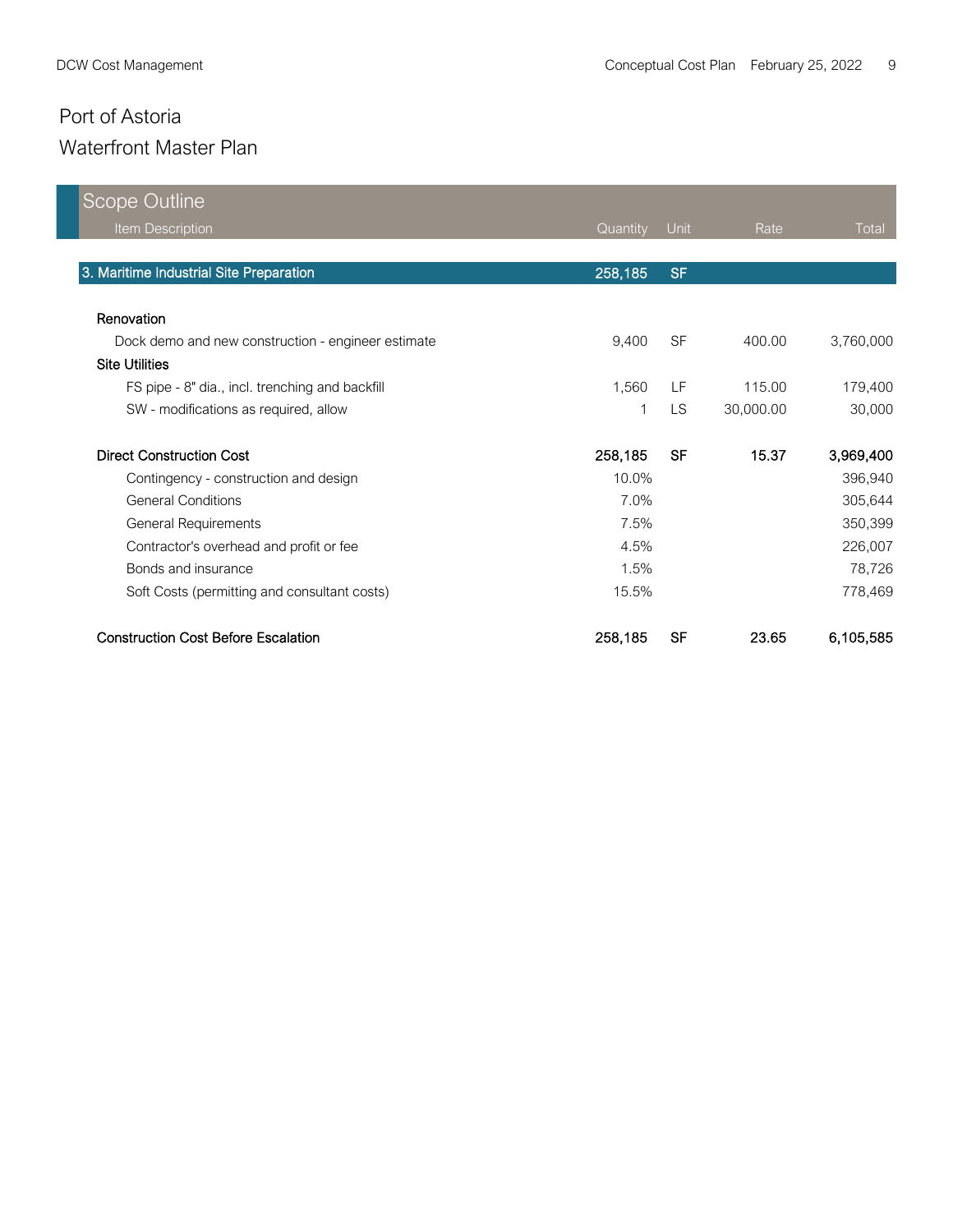# Port of Astoria

## Waterfront Master Plan

| Scope Outline<br>Item Description | Quantity | Unit | Rate | Total |
|---|---|---|---|---|
| **3. Maritime Industrial Site Preparation** | **258,185** | **SF** | | |
| **Renovation** | | | | |
| Dock demo and new construction - engineer estimate | 9,400 | SF | 400.00 | 3,760,000 |
| **Site Utilities** | | | | |
| FS pipe - 8" dia., incl. trenching and backfill | 1,560 | LF | 115.00 | 179,400 |
| SW - modifications as required, allow | 1 | LS | 30,000.00 | 30,000 |
| **Direct Construction Cost** | **258,185** | **SF** | **15.37** | **3,969,400** |
| Contingency - construction and design | 10.0% | | | 396,940 |
| General Conditions | 7.0% | | | 305,644 |
| General Requirements | 7.5% | | | 350,399 |
| Contractor's overhead and profit or fee | 4.5% | | | 226,007 |
| Bonds and insurance | 1.5% | | | 78,726 |
| Soft Costs (permitting and consultant costs) | 15.5% | | | 778,469 |
| **Construction Cost Before Escalation** | **258,185** | **SF** | **23.65** | **6,105,585** |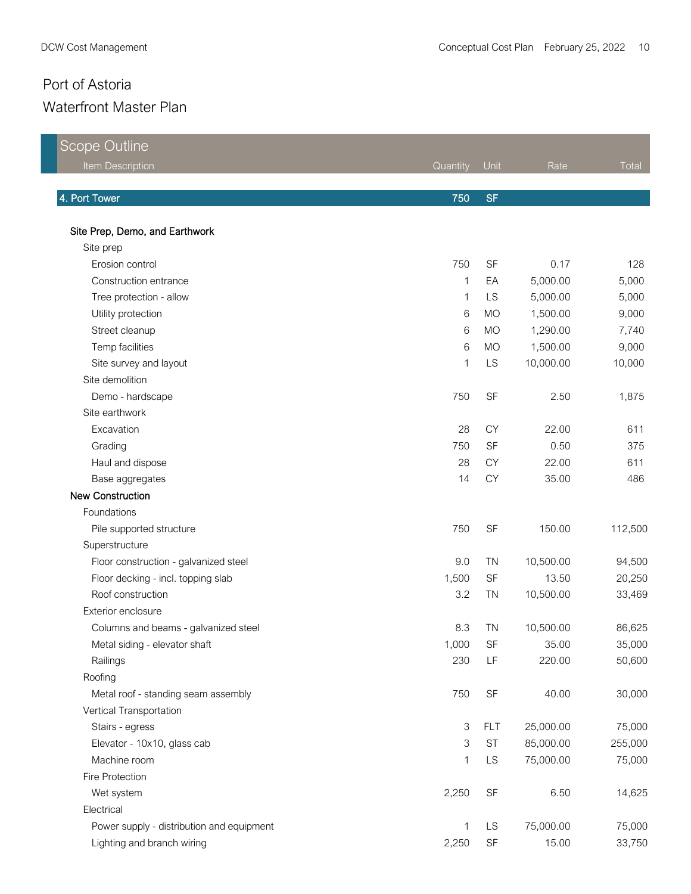# Port of Astoria

## Waterfront Master Plan

| Scope Outline<br>Item Description | Quantity | Unit | Rate | Total |
|---|---|---|---|---|
| **4. Port Tower** | **750** | **SF** | | |
| **Site Prep, Demo, and Earthwork** | | | | |
| Site prep | | | | |
| Erosion control | 750 | SF | 0.17 | 128 |
| Construction entrance | 1 | EA | 5,000.00 | 5,000 |
| Tree protection - allow | 1 | LS | 5,000.00 | 5,000 |
| Utility protection | 6 | MO | 1,500.00 | 9,000 |
| Street cleanup | 6 | MO | 1,290.00 | 7,740 |
| Temp facilities | 6 | MO | 1,500.00 | 9,000 |
| Site survey and layout | 1 | LS | 10,000.00 | 10,000 |
| Site demolition | | | | |
| Demo - hardscape | 750 | SF | 2.50 | 1,875 |
| Site earthwork | | | | |
| Excavation | 28 | CY | 22.00 | 611 |
| Grading | 750 | SF | 0.50 | 375 |
| Haul and dispose | 28 | CY | 22.00 | 611 |
| Base aggregates | 14 | CY | 35.00 | 486 |
| **New Construction** | | | | |
| Foundations | | | | |
| Pile supported structure | 750 | SF | 150.00 | 112,500 |
| Superstructure | | | | |
| Floor construction - galvanized steel | 9.0 | TN | 10,500.00 | 94,500 |
| Floor decking - incl. topping slab | 1,500 | SF | 13.50 | 20,250 |
| Roof construction | 3.2 | TN | 10,500.00 | 33,469 |
| Exterior enclosure | | | | |
| Columns and beams - galvanized steel | 8.3 | TN | 10,500.00 | 86,625 |
| Metal siding - elevator shaft | 1,000 | SF | 35.00 | 35,000 |
| Railings | 230 | LF | 220.00 | 50,600 |
| Roofing | | | | |
| Metal roof - standing seam assembly | 750 | SF | 40.00 | 30,000 |
| Vertical Transportation | | | | |
| Stairs - egress | 3 | FLT | 25,000.00 | 75,000 |
| Elevator - 10x10, glass cab | 3 | ST | 85,000.00 | 255,000 |
| Machine room | 1 | LS | 75,000.00 | 75,000 |
| Fire Protection | | | | |
| Wet system | 2,250 | SF | 6.50 | 14,625 |
| Electrical | | | | |
| Power supply - distribution and equipment | 1 | LS | 75,000.00 | 75,000 |
| Lighting and branch wiring | 2,250 | SF | 15.00 | 33,750 |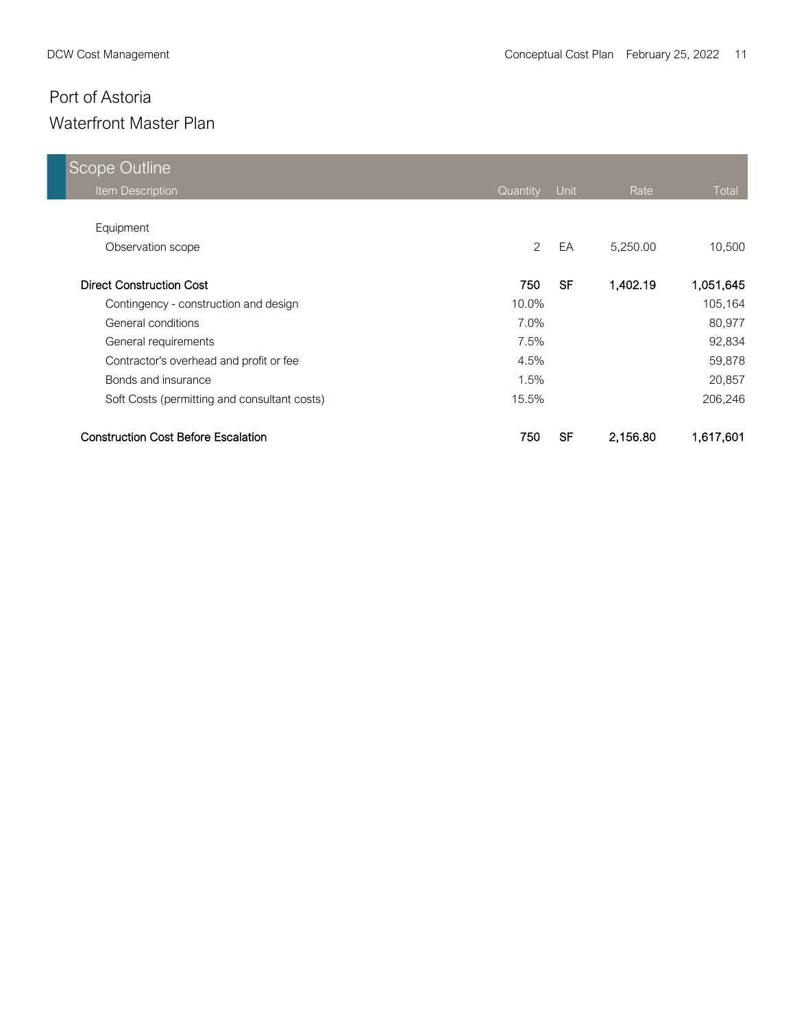# Port of Astoria

## Waterfront Master Plan

| Scope Outline<br>Item Description | Quantity | Unit | Rate | Total |
|---|---|---|---|---|
| Equipment | | | | |
| Observation scope | 2 | EA | 5,250.00 | 10,500 |
| **Direct Construction Cost** | **750** | **SF** | **1,402.19** | **1,051,645** |
| Contingency - construction and design | 10.0% | | | 105,164 |
| General conditions | 7.0% | | | 80,977 |
| General requirements | 7.5% | | | 92,834 |
| Contractor's overhead and profit or fee | 4.5% | | | 59,878 |
| Bonds and insurance | 1.5% | | | 20,857 |
| Soft Costs (permitting and consultant costs) | 15.5% | | | 206,246 |
| **Construction Cost Before Escalation** | **750** | **SF** | **2,156.80** | **1,617,601** |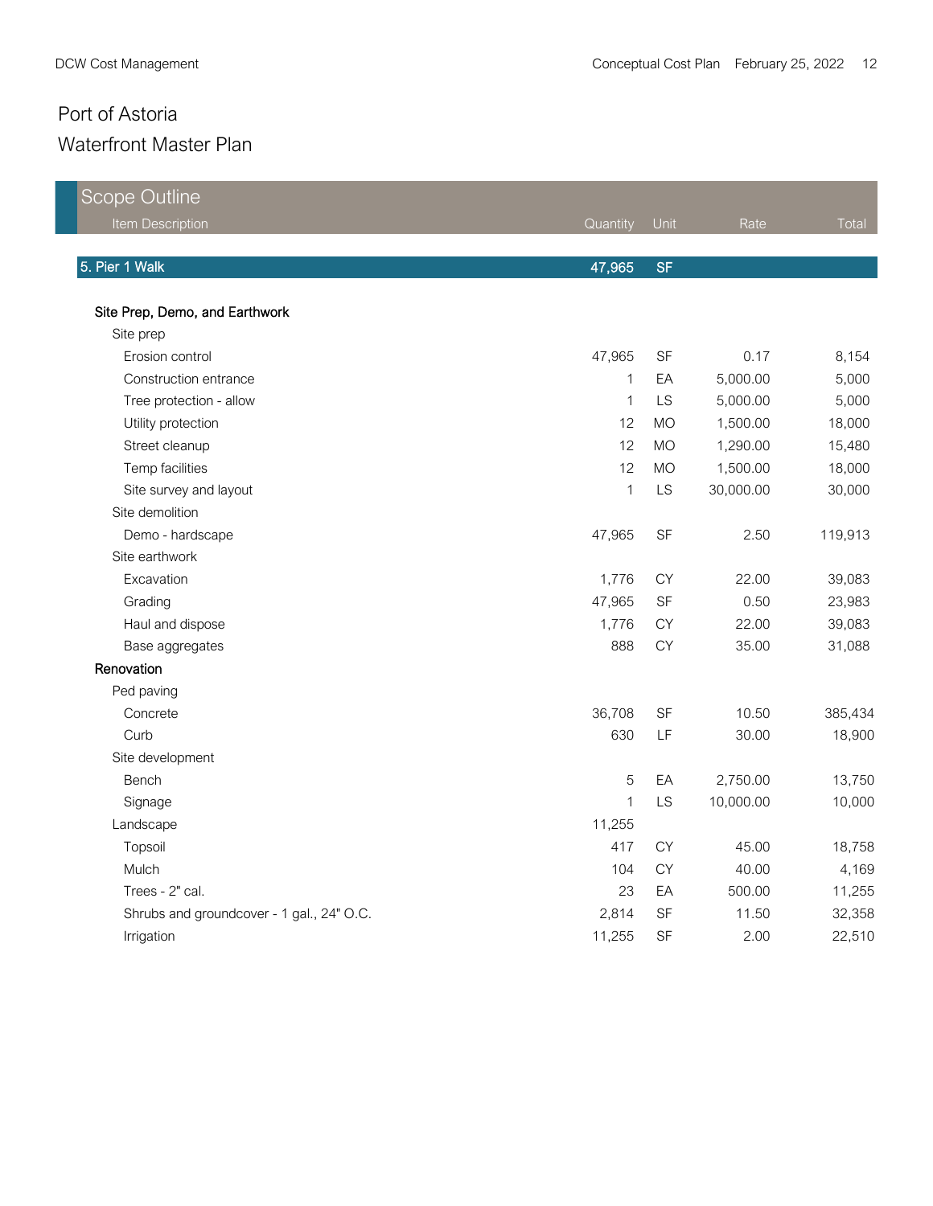# Port of Astoria

## Waterfront Master Plan

### Scope Outline

| Item Description | Quantity | Unit | Rate | Total |
|---|---|---|---|---|
| **5. Pier 1 Walk** | **47,965** | **SF** | | |
| **Site Prep, Demo, and Earthwork** | | | | |
| Site prep | | | | |
| Erosion control | 47,965 | SF | 0.17 | 8,154 |
| Construction entrance | 1 | EA | 5,000.00 | 5,000 |
| Tree protection - allow | 1 | LS | 5,000.00 | 5,000 |
| Utility protection | 12 | MO | 1,500.00 | 18,000 |
| Street cleanup | 12 | MO | 1,290.00 | 15,480 |
| Temp facilities | 12 | MO | 1,500.00 | 18,000 |
| Site survey and layout | 1 | LS | 30,000.00 | 30,000 |
| Site demolition | | | | |
| Demo - hardscape | 47,965 | SF | 2.50 | 119,913 |
| Site earthwork | | | | |
| Excavation | 1,776 | CY | 22.00 | 39,083 |
| Grading | 47,965 | SF | 0.50 | 23,983 |
| Haul and dispose | 1,776 | CY | 22.00 | 39,083 |
| Base aggregates | 888 | CY | 35.00 | 31,088 |
| **Renovation** | | | | |
| Ped paving | | | | |
| Concrete | 36,708 | SF | 10.50 | 385,434 |
| Curb | 630 | LF | 30.00 | 18,900 |
| Site development | | | | |
| Bench | 5 | EA | 2,750.00 | 13,750 |
| Signage | 1 | LS | 10,000.00 | 10,000 |
| Landscape | 11,255 | | | |
| Topsoil | 417 | CY | 45.00 | 18,758 |
| Mulch | 104 | CY | 40.00 | 4,169 |
| Trees - 2" cal. | 23 | EA | 500.00 | 11,255 |
| Shrubs and groundcover - 1 gal., 24" O.C. | 2,814 | SF | 11.50 | 32,358 |
| Irrigation | 11,255 | SF | 2.00 | 22,510 |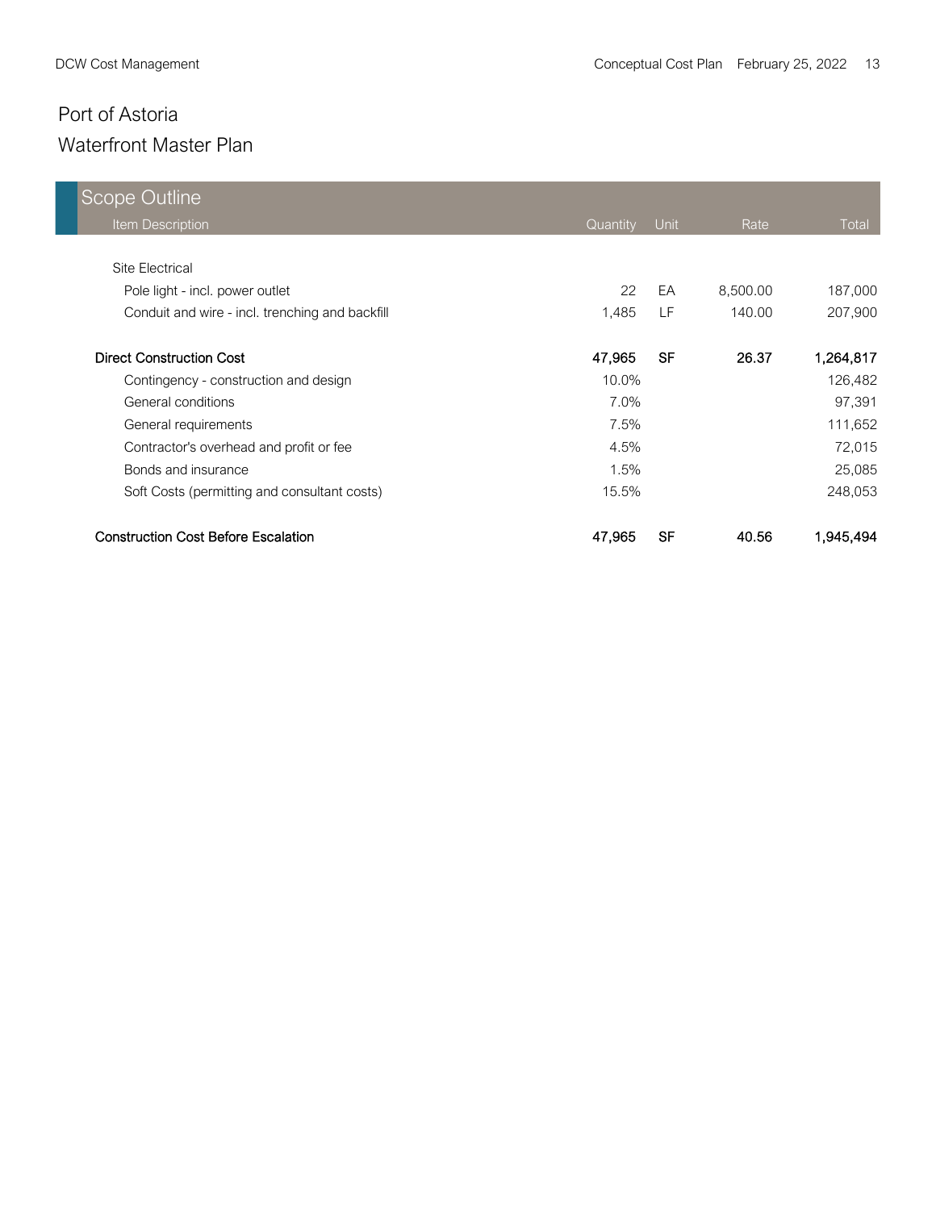# Port of Astoria

## Waterfront Master Plan

| Scope Outline | | | | |
|---|---|---|---|---|
| Item Description | Quantity | Unit | Rate | Total |
| Site Electrical | | | | |
| Pole light - incl. power outlet | 22 | EA | 8,500.00 | 187,000 |
| Conduit and wire - incl. trenching and backfill | 1,485 | LF | 140.00 | 207,900 |
| **Direct Construction Cost** | **47,965** | **SF** | **26.37** | **1,264,817** |
| Contingency - construction and design | 10.0% | | | 126,482 |
| General conditions | 7.0% | | | 97,391 |
| General requirements | 7.5% | | | 111,652 |
| Contractor's overhead and profit or fee | 4.5% | | | 72,015 |
| Bonds and insurance | 1.5% | | | 25,085 |
| Soft Costs (permitting and consultant costs) | 15.5% | | | 248,053 |
| **Construction Cost Before Escalation** | **47,965** | **SF** | **40.56** | **1,945,494** |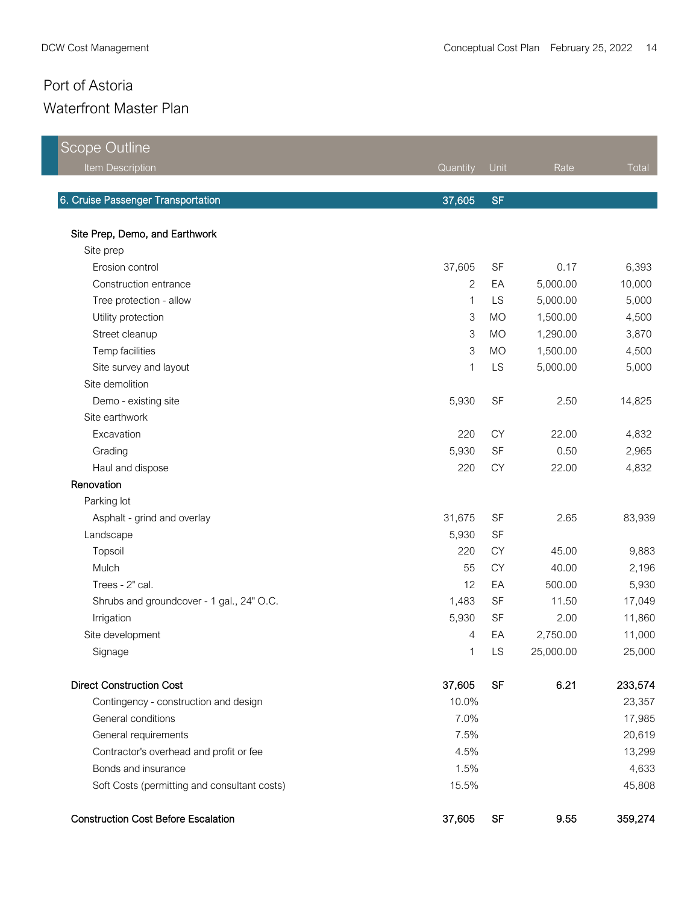# Port of Astoria

## Waterfront Master Plan

| Scope Outline<br>Item Description | Quantity | Unit | Rate | Total |
|---|---|---|---|---|
| **6. Cruise Passenger Transportation** | **37,605** | **SF** | | |
| **Site Prep, Demo, and Earthwork** | | | | |
| Site prep | | | | |
| Erosion control | 37,605 | SF | 0.17 | 6,393 |
| Construction entrance | 2 | EA | 5,000.00 | 10,000 |
| Tree protection - allow | 1 | LS | 5,000.00 | 5,000 |
| Utility protection | 3 | MO | 1,500.00 | 4,500 |
| Street cleanup | 3 | MO | 1,290.00 | 3,870 |
| Temp facilities | 3 | MO | 1,500.00 | 4,500 |
| Site survey and layout | 1 | LS | 5,000.00 | 5,000 |
| Site demolition | | | | |
| Demo - existing site | 5,930 | SF | 2.50 | 14,825 |
| Site earthwork | | | | |
| Excavation | 220 | CY | 22.00 | 4,832 |
| Grading | 5,930 | SF | 0.50 | 2,965 |
| Haul and dispose | 220 | CY | 22.00 | 4,832 |
| **Renovation** | | | | |
| Parking lot | | | | |
| Asphalt - grind and overlay | 31,675 | SF | 2.65 | 83,939 |
| Landscape | 5,930 | SF | | |
| Topsoil | 220 | CY | 45.00 | 9,883 |
| Mulch | 55 | CY | 40.00 | 2,196 |
| Trees - 2" cal. | 12 | EA | 500.00 | 5,930 |
| Shrubs and groundcover - 1 gal., 24" O.C. | 1,483 | SF | 11.50 | 17,049 |
| Irrigation | 5,930 | SF | 2.00 | 11,860 |
| Site development | 4 | EA | 2,750.00 | 11,000 |
| Signage | 1 | LS | 25,000.00 | 25,000 |
| **Direct Construction Cost** | **37,605** | **SF** | **6.21** | **233,574** |
| Contingency - construction and design | 10.0% | | | 23,357 |
| General conditions | 7.0% | | | 17,985 |
| General requirements | 7.5% | | | 20,619 |
| Contractor's overhead and profit or fee | 4.5% | | | 13,299 |
| Bonds and insurance | 1.5% | | | 4,633 |
| Soft Costs (permitting and consultant costs) | 15.5% | | | 45,808 |
| **Construction Cost Before Escalation** | **37,605** | **SF** | **9.55** | **359,274** |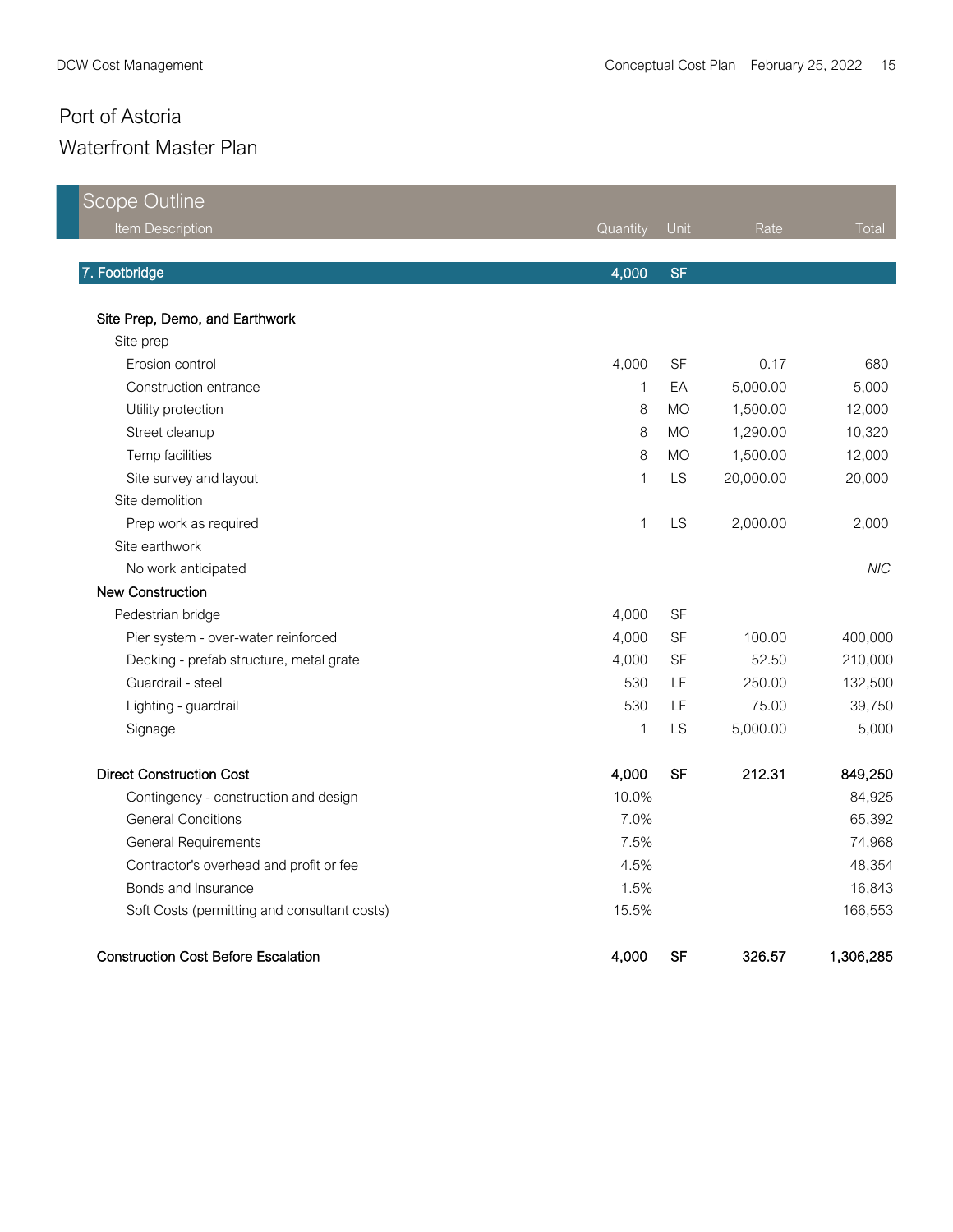# Port of Astoria

## Waterfront Master Plan

### Scope Outline

| Item Description | Quantity | Unit | Rate | Total |
|---|---|---|---|---|
| **7. Footbridge** | **4,000** | **SF** | | |
| **Site Prep, Demo, and Earthwork** | | | | |
| Site prep | | | | |
| Erosion control | 4,000 | SF | 0.17 | 680 |
| Construction entrance | 1 | EA | 5,000.00 | 5,000 |
| Utility protection | 8 | MO | 1,500.00 | 12,000 |
| Street cleanup | 8 | MO | 1,290.00 | 10,320 |
| Temp facilities | 8 | MO | 1,500.00 | 12,000 |
| Site survey and layout | 1 | LS | 20,000.00 | 20,000 |
| Site demolition | | | | |
| Prep work as required | 1 | LS | 2,000.00 | 2,000 |
| Site earthwork | | | | |
| No work anticipated | | | | *NIC* |
| **New Construction** | | | | |
| Pedestrian bridge | 4,000 | SF | | |
| Pier system - over-water reinforced | 4,000 | SF | 100.00 | 400,000 |
| Decking - prefab structure, metal grate | 4,000 | SF | 52.50 | 210,000 |
| Guardrail - steel | 530 | LF | 250.00 | 132,500 |
| Lighting - guardrail | 530 | LF | 75.00 | 39,750 |
| Signage | 1 | LS | 5,000.00 | 5,000 |
| **Direct Construction Cost** | **4,000** | **SF** | **212.31** | **849,250** |
| Contingency - construction and design | 10.0% | | | 84,925 |
| General Conditions | 7.0% | | | 65,392 |
| General Requirements | 7.5% | | | 74,968 |
| Contractor's overhead and profit or fee | 4.5% | | | 48,354 |
| Bonds and Insurance | 1.5% | | | 16,843 |
| Soft Costs (permitting and consultant costs) | 15.5% | | | 166,553 |
| **Construction Cost Before Escalation** | **4,000** | **SF** | **326.57** | **1,306,285** |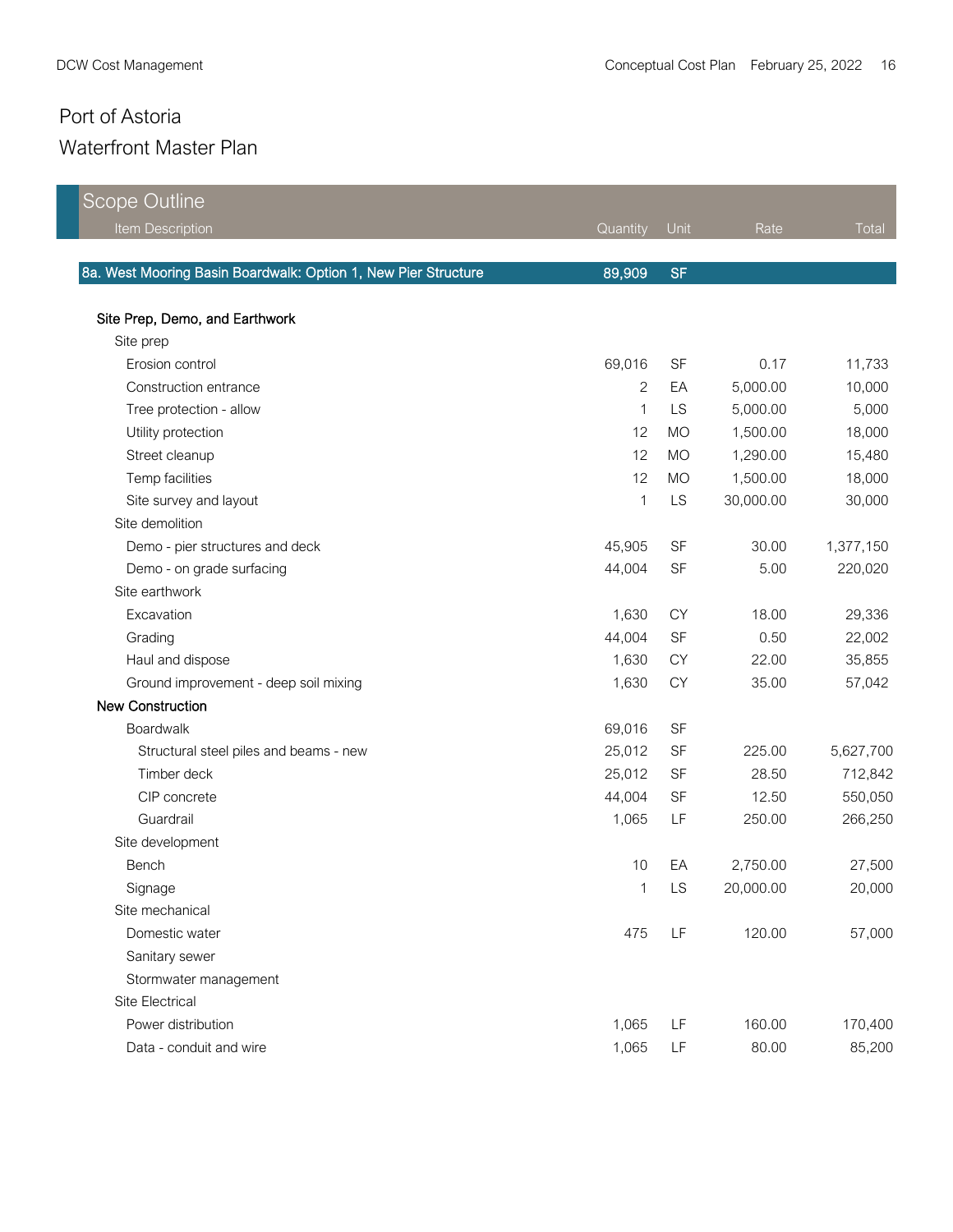# Port of Astoria

## Waterfront Master Plan

| Scope Outline<br>Item Description | Quantity | Unit | Rate | Total |
|---|---|---|---|---|
| **8a. West Mooring Basin Boardwalk: Option 1, New Pier Structure** | **89,909** | **SF** | | |
| **Site Prep, Demo, and Earthwork** | | | | |
| Site prep | | | | |
| Erosion control | 69,016 | SF | 0.17 | 11,733 |
| Construction entrance | 2 | EA | 5,000.00 | 10,000 |
| Tree protection - allow | 1 | LS | 5,000.00 | 5,000 |
| Utility protection | 12 | MO | 1,500.00 | 18,000 |
| Street cleanup | 12 | MO | 1,290.00 | 15,480 |
| Temp facilities | 12 | MO | 1,500.00 | 18,000 |
| Site survey and layout | 1 | LS | 30,000.00 | 30,000 |
| Site demolition | | | | |
| Demo - pier structures and deck | 45,905 | SF | 30.00 | 1,377,150 |
| Demo - on grade surfacing | 44,004 | SF | 5.00 | 220,020 |
| Site earthwork | | | | |
| Excavation | 1,630 | CY | 18.00 | 29,336 |
| Grading | 44,004 | SF | 0.50 | 22,002 |
| Haul and dispose | 1,630 | CY | 22.00 | 35,855 |
| Ground improvement - deep soil mixing | 1,630 | CY | 35.00 | 57,042 |
| **New Construction** | | | | |
| Boardwalk | 69,016 | SF | | |
| Structural steel piles and beams - new | 25,012 | SF | 225.00 | 5,627,700 |
| Timber deck | 25,012 | SF | 28.50 | 712,842 |
| CIP concrete | 44,004 | SF | 12.50 | 550,050 |
| Guardrail | 1,065 | LF | 250.00 | 266,250 |
| Site development | | | | |
| Bench | 10 | EA | 2,750.00 | 27,500 |
| Signage | 1 | LS | 20,000.00 | 20,000 |
| Site mechanical | | | | |
| Domestic water | 475 | LF | 120.00 | 57,000 |
| Sanitary sewer | | | | |
| Stormwater management | | | | |
| Site Electrical | | | | |
| Power distribution | 1,065 | LF | 160.00 | 170,400 |
| Data - conduit and wire | 1,065 | LF | 80.00 | 85,200 |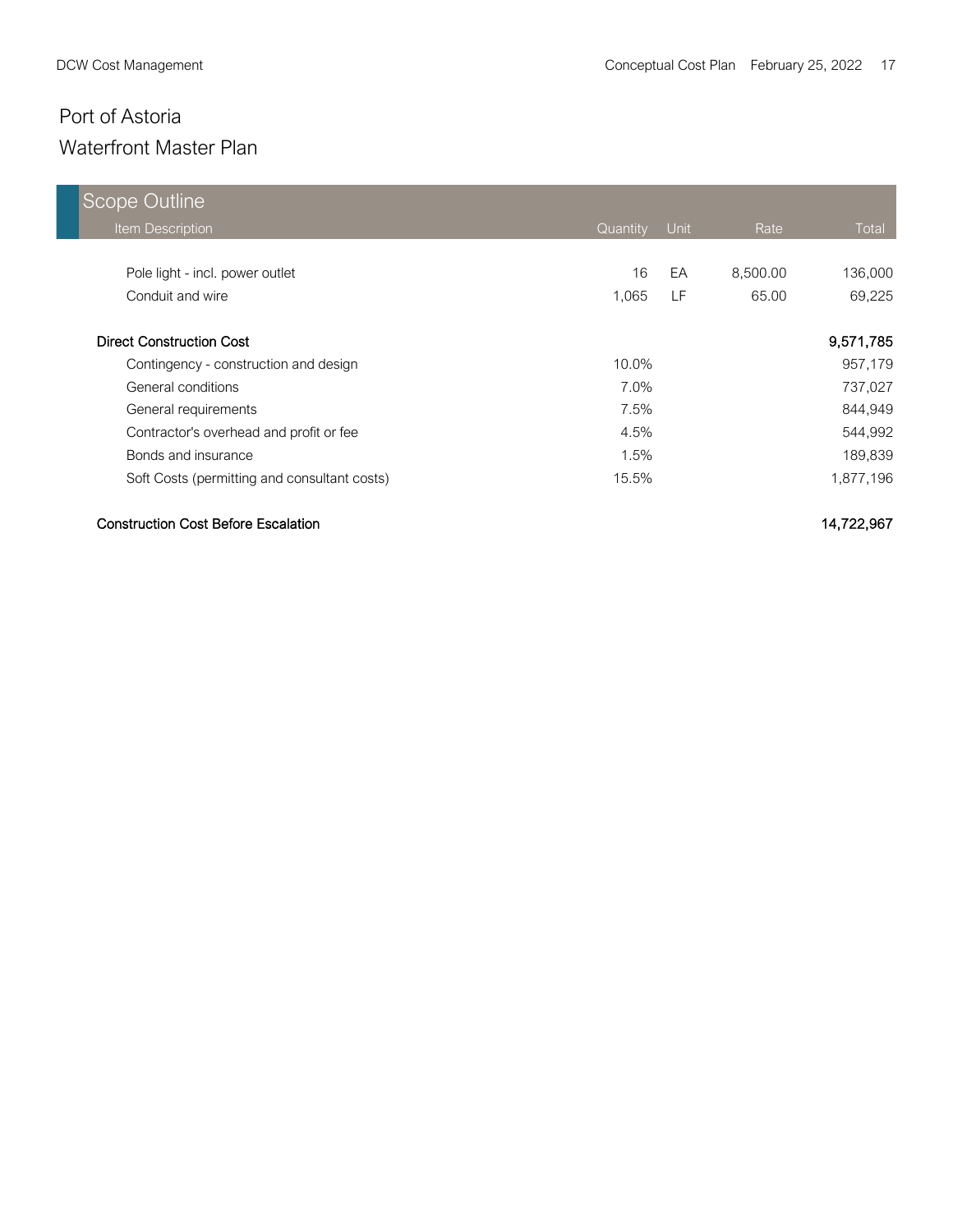# Port of Arnoria

Wait—correcting:

# Port of Astoria

## Waterfront Master Plan

| Scope Outline<br>Item Description | Quantity | Unit | Rate | Total |
|---|---|---|---|---|
| Pole light - incl. power outlet | 16 | EA | 8,500.00 | 136,000 |
| Conduit and wire | 1,065 | LF | 65.00 | 69,225 |
| **Direct Construction Cost** | | | | **9,571,785** |
| Contingency - construction and design | 10.0% | | | 957,179 |
| General conditions | 7.0% | | | 737,027 |
| General requirements | 7.5% | | | 844,949 |
| Contractor's overhead and profit or fee | 4.5% | | | 544,992 |
| Bonds and insurance | 1.5% | | | 189,839 |
| Soft Costs (permitting and consultant costs) | 15.5% | | | 1,877,196 |
| **Construction Cost Before Escalation** | | | | **14,722,967** |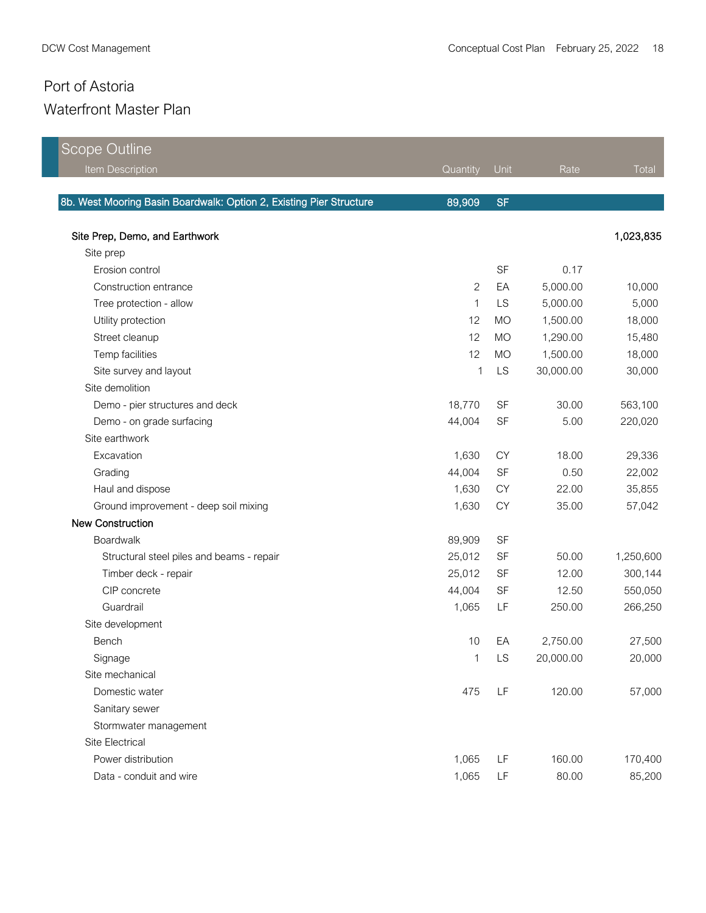# Port of Astoria

## Waterfront Master Plan

| Scope Outline Item Description | Quantity | Unit | Rate | Total |
|---|---|---|---|---|
| **8b. West Mooring Basin Boardwalk: Option 2, Existing Pier Structure** | **89,909** | **SF** | | |
| **Site Prep, Demo, and Earthwork** | | | | **1,023,835** |
| Site prep | | | | |
| Erosion control | | SF | 0.17 | |
| Construction entrance | 2 | EA | 5,000.00 | 10,000 |
| Tree protection - allow | 1 | LS | 5,000.00 | 5,000 |
| Utility protection | 12 | MO | 1,500.00 | 18,000 |
| Street cleanup | 12 | MO | 1,290.00 | 15,480 |
| Temp facilities | 12 | MO | 1,500.00 | 18,000 |
| Site survey and layout | 1 | LS | 30,000.00 | 30,000 |
| Site demolition | | | | |
| Demo - pier structures and deck | 18,770 | SF | 30.00 | 563,100 |
| Demo - on grade surfacing | 44,004 | SF | 5.00 | 220,020 |
| Site earthwork | | | | |
| Excavation | 1,630 | CY | 18.00 | 29,336 |
| Grading | 44,004 | SF | 0.50 | 22,002 |
| Haul and dispose | 1,630 | CY | 22.00 | 35,855 |
| Ground improvement - deep soil mixing | 1,630 | CY | 35.00 | 57,042 |
| **New Construction** | | | | |
| Boardwalk | 89,909 | SF | | |
| Structural steel piles and beams - repair | 25,012 | SF | 50.00 | 1,250,600 |
| Timber deck - repair | 25,012 | SF | 12.00 | 300,144 |
| CIP concrete | 44,004 | SF | 12.50 | 550,050 |
| Guardrail | 1,065 | LF | 250.00 | 266,250 |
| Site development | | | | |
| Bench | 10 | EA | 2,750.00 | 27,500 |
| Signage | 1 | LS | 20,000.00 | 20,000 |
| Site mechanical | | | | |
| Domestic water | 475 | LF | 120.00 | 57,000 |
| Sanitary sewer | | | | |
| Stormwater management | | | | |
| Site Electrical | | | | |
| Power distribution | 1,065 | LF | 160.00 | 170,400 |
| Data - conduit and wire | 1,065 | LF | 80.00 | 85,200 |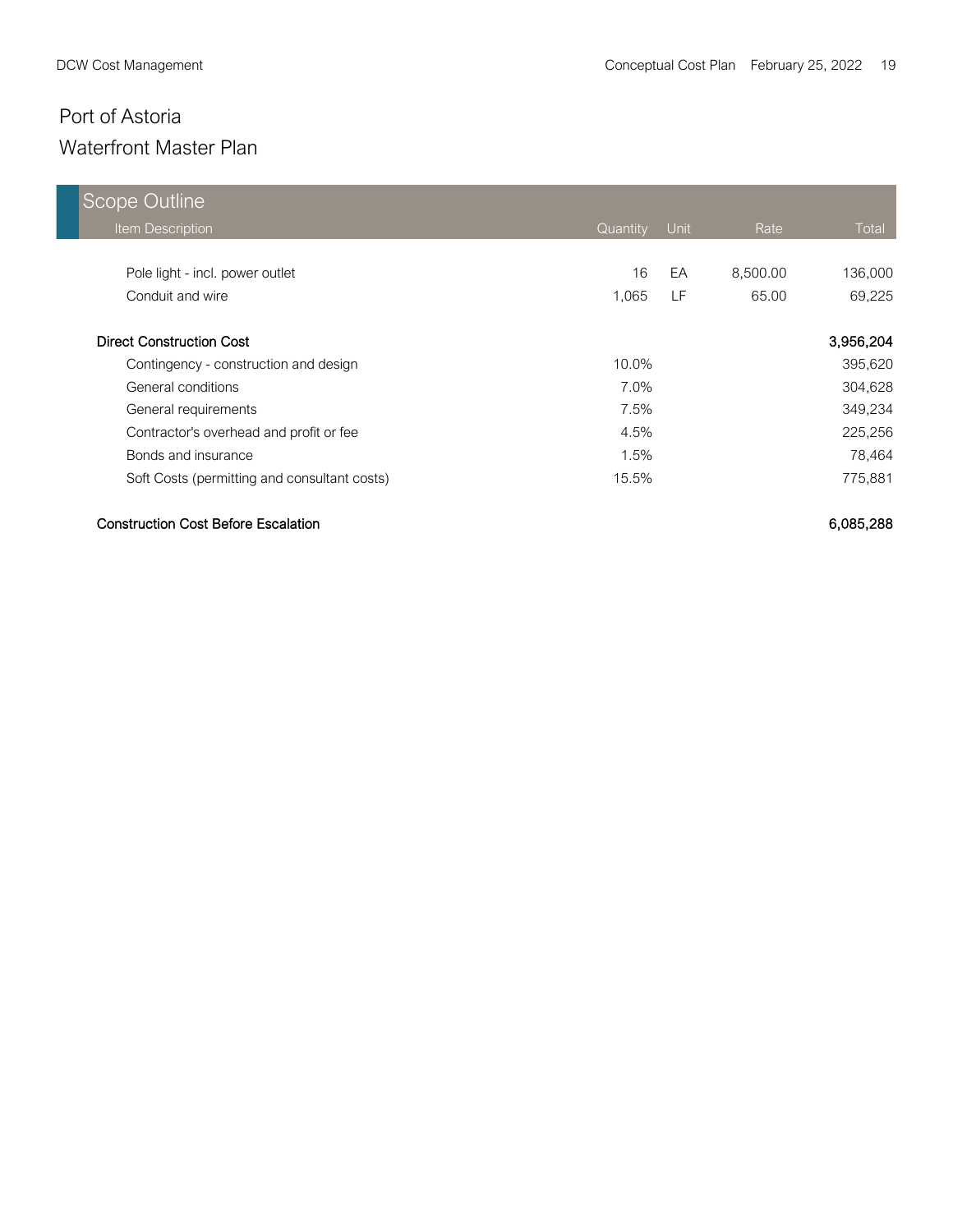# Port of Astoria

## Waterfront Master Plan

### Scope Outline

| Item Description | Quantity | Unit | Rate | Total |
|---|---|---|---|---|
| Pole light - incl. power outlet | 16 | EA | 8,500.00 | 136,000 |
| Conduit and wire | 1,065 | LF | 65.00 | 69,225 |
| **Direct Construction Cost** | | | | **3,956,204** |
| Contingency - construction and design | 10.0% | | | 395,620 |
| General conditions | 7.0% | | | 304,628 |
| General requirements | 7.5% | | | 349,234 |
| Contractor's overhead and profit or fee | 4.5% | | | 225,256 |
| Bonds and insurance | 1.5% | | | 78,464 |
| Soft Costs (permitting and consultant costs) | 15.5% | | | 775,881 |
| **Construction Cost Before Escalation** | | | | **6,085,288** |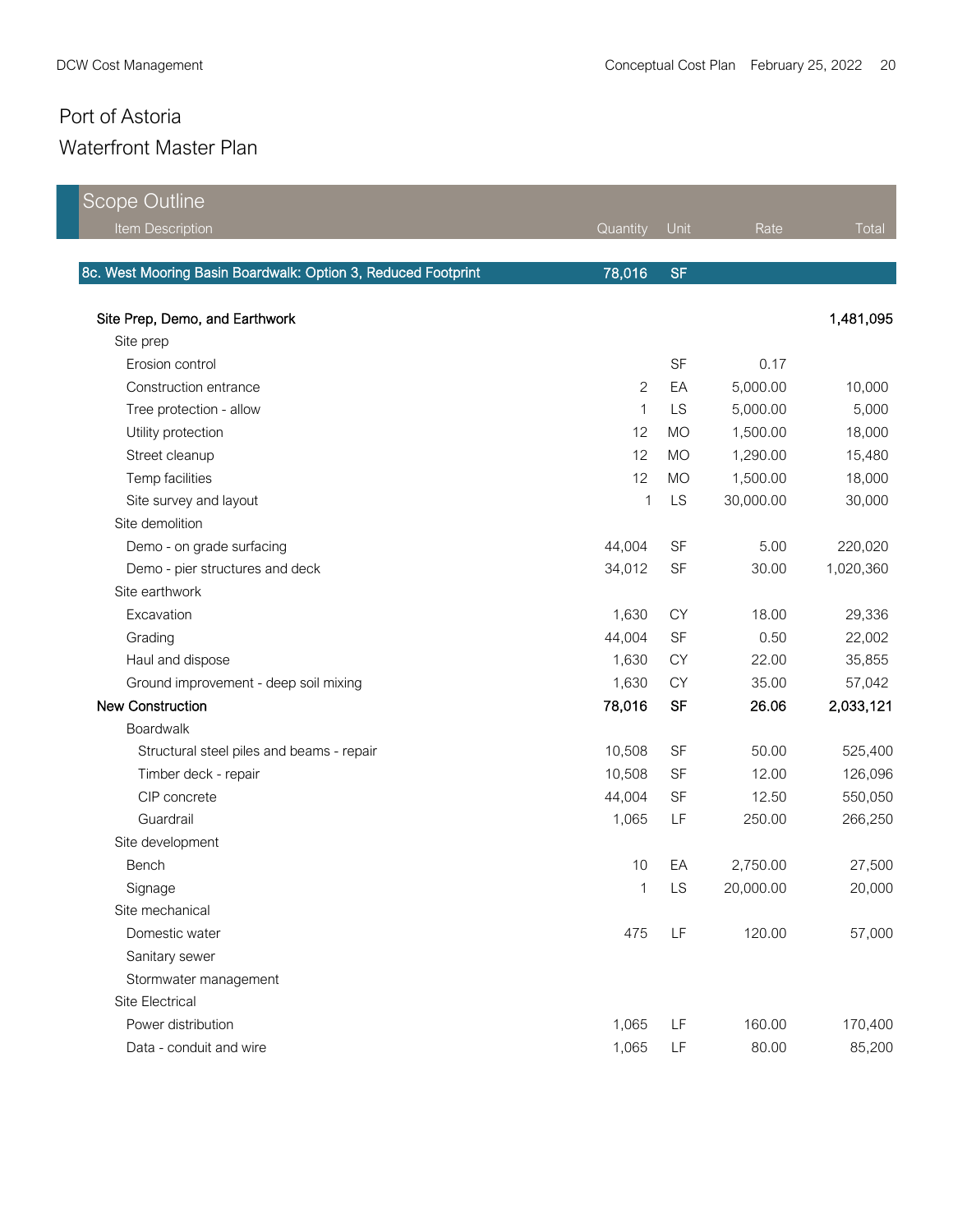# Port of Astoria

## Waterfront Master Plan

| Scope Outline<br>Item Description | Quantity | Unit | Rate | Total |
|---|---|---|---|---|
| **8c. West Mooring Basin Boardwalk: Option 3, Reduced Footprint** | **78,016** | **SF** | | |
| **Site Prep, Demo, and Earthwork** | | | | **1,481,095** |
| Site prep | | | | |
| Erosion control | | SF | 0.17 | |
| Construction entrance | 2 | EA | 5,000.00 | 10,000 |
| Tree protection - allow | 1 | LS | 5,000.00 | 5,000 |
| Utility protection | 12 | MO | 1,500.00 | 18,000 |
| Street cleanup | 12 | MO | 1,290.00 | 15,480 |
| Temp facilities | 12 | MO | 1,500.00 | 18,000 |
| Site survey and layout | 1 | LS | 30,000.00 | 30,000 |
| Site demolition | | | | |
| Demo - on grade surfacing | 44,004 | SF | 5.00 | 220,020 |
| Demo - pier structures and deck | 34,012 | SF | 30.00 | 1,020,360 |
| Site earthwork | | | | |
| Excavation | 1,630 | CY | 18.00 | 29,336 |
| Grading | 44,004 | SF | 0.50 | 22,002 |
| Haul and dispose | 1,630 | CY | 22.00 | 35,855 |
| Ground improvement - deep soil mixing | 1,630 | CY | 35.00 | 57,042 |
| **New Construction** | **78,016** | **SF** | **26.06** | **2,033,121** |
| Boardwalk | | | | |
| Structural steel piles and beams - repair | 10,508 | SF | 50.00 | 525,400 |
| Timber deck - repair | 10,508 | SF | 12.00 | 126,096 |
| CIP concrete | 44,004 | SF | 12.50 | 550,050 |
| Guardrail | 1,065 | LF | 250.00 | 266,250 |
| Site development | | | | |
| Bench | 10 | EA | 2,750.00 | 27,500 |
| Signage | 1 | LS | 20,000.00 | 20,000 |
| Site mechanical | | | | |
| Domestic water | 475 | LF | 120.00 | 57,000 |
| Sanitary sewer | | | | |
| Stormwater management | | | | |
| Site Electrical | | | | |
| Power distribution | 1,065 | LF | 160.00 | 170,400 |
| Data - conduit and wire | 1,065 | LF | 80.00 | 85,200 |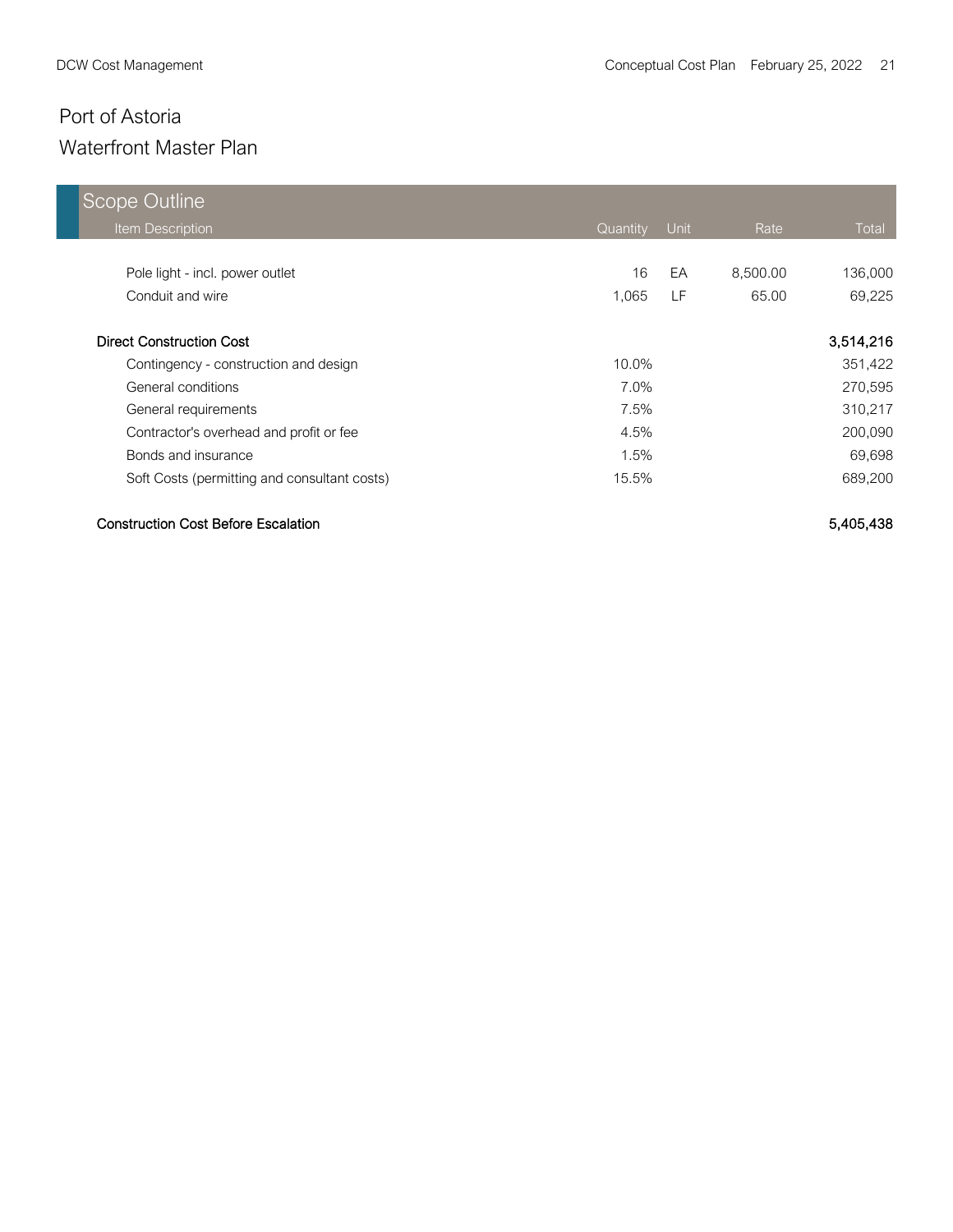# Port of Astoria

## Waterfront Master Plan

| Scope Outline | | | | |
|---|---|---|---|---|
| Item Description | Quantity | Unit | Rate | Total |
| Pole light - incl. power outlet | 16 | EA | 8,500.00 | 136,000 |
| Conduit and wire | 1,065 | LF | 65.00 | 69,225 |
| **Direct Construction Cost** | | | | **3,514,216** |
| Contingency - construction and design | 10.0% | | | 351,422 |
| General conditions | 7.0% | | | 270,595 |
| General requirements | 7.5% | | | 310,217 |
| Contractor's overhead and profit or fee | 4.5% | | | 200,090 |
| Bonds and insurance | 1.5% | | | 69,698 |
| Soft Costs (permitting and consultant costs) | 15.5% | | | 689,200 |
| **Construction Cost Before Escalation** | | | | **5,405,438** |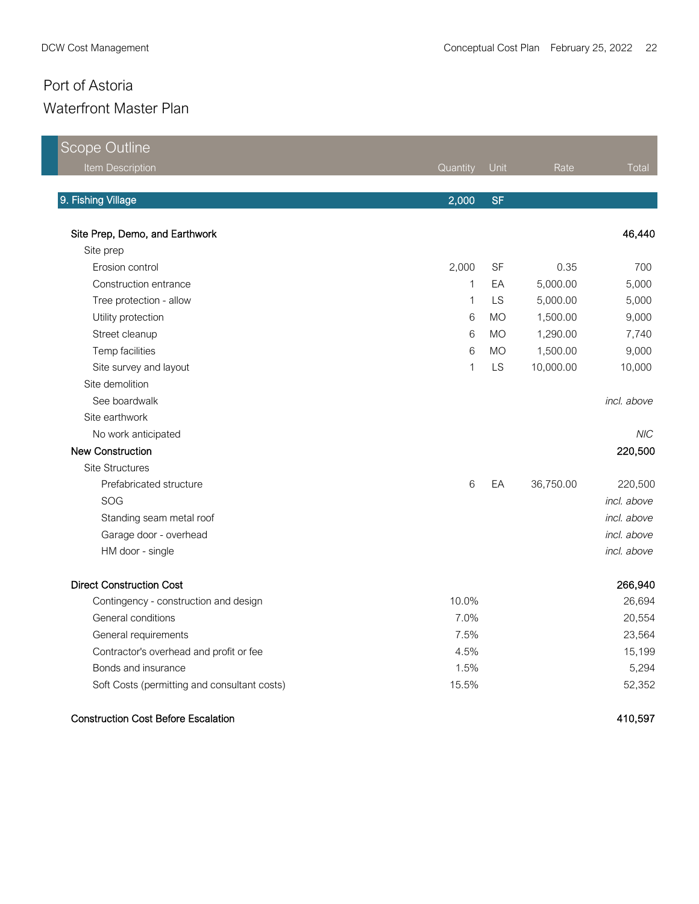# Port of Astoria

## Waterfront Master Plan

| Scope Outline<br>Item Description | Quantity | Unit | Rate | Total |
|---|---|---|---|---|
| **9. Fishing Village** | **2,000** | **SF** | | |
| **Site Prep, Demo, and Earthwork** | | | | **46,440** |
| Site prep | | | | |
| Erosion control | 2,000 | SF | 0.35 | 700 |
| Construction entrance | 1 | EA | 5,000.00 | 5,000 |
| Tree protection - allow | 1 | LS | 5,000.00 | 5,000 |
| Utility protection | 6 | MO | 1,500.00 | 9,000 |
| Street cleanup | 6 | MO | 1,290.00 | 7,740 |
| Temp facilities | 6 | MO | 1,500.00 | 9,000 |
| Site survey and layout | 1 | LS | 10,000.00 | 10,000 |
| Site demolition | | | | |
| See boardwalk | | | | *incl. above* |
| Site earthwork | | | | |
| No work anticipated | | | | *NIC* |
| **New Construction** | | | | **220,500** |
| Site Structures | | | | |
| Prefabricated structure | 6 | EA | 36,750.00 | 220,500 |
| SOG | | | | *incl. above* |
| Standing seam metal roof | | | | *incl. above* |
| Garage door - overhead | | | | *incl. above* |
| HM door - single | | | | *incl. above* |
| **Direct Construction Cost** | | | | **266,940** |
| Contingency - construction and design | 10.0% | | | 26,694 |
| General conditions | 7.0% | | | 20,554 |
| General requirements | 7.5% | | | 23,564 |
| Contractor's overhead and profit or fee | 4.5% | | | 15,199 |
| Bonds and insurance | 1.5% | | | 5,294 |
| Soft Costs (permitting and consultant costs) | 15.5% | | | 52,352 |
| **Construction Cost Before Escalation** | | | | **410,597** |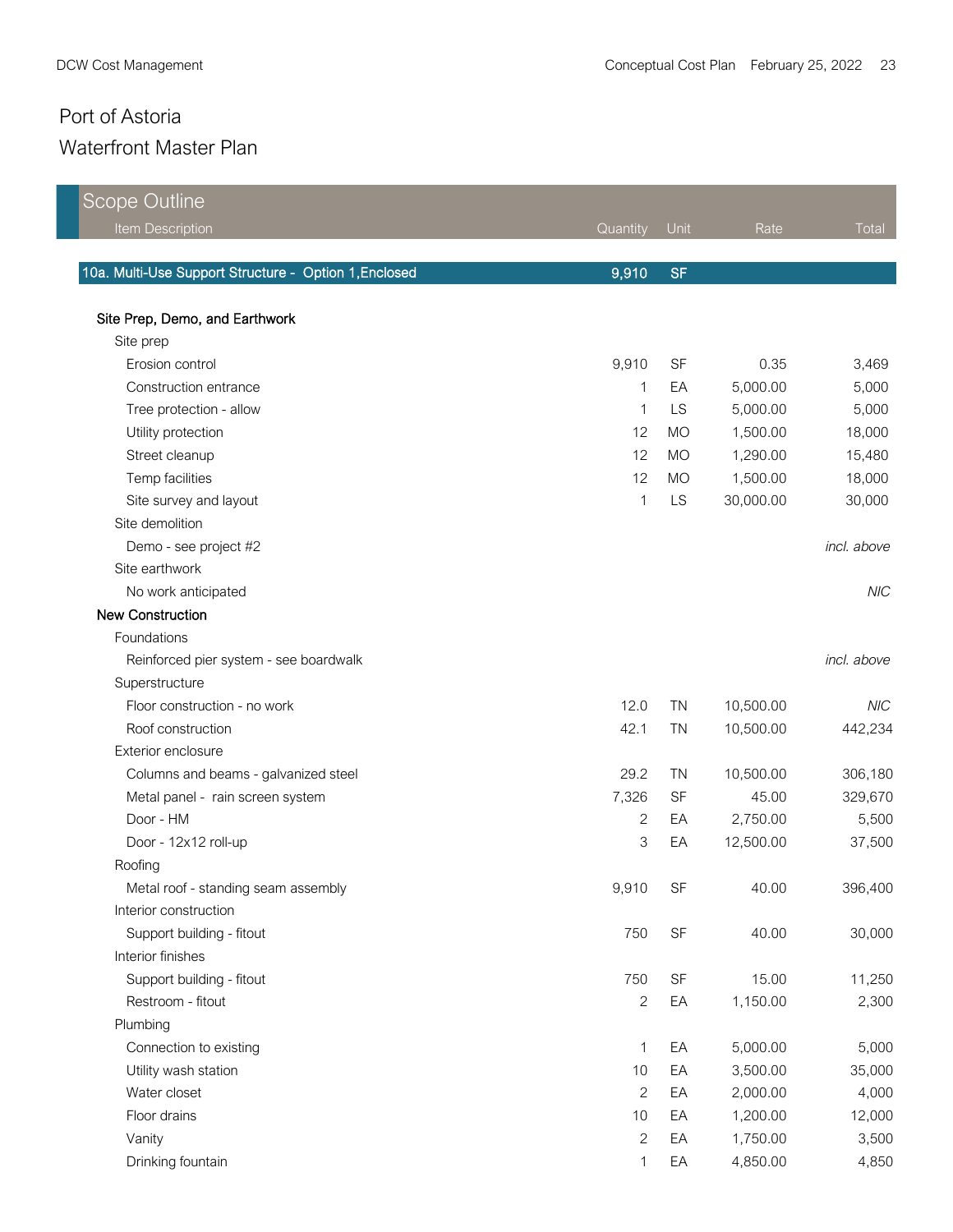# Port of Astoria

## Waterfront Master Plan

### Scope Outline

| Item Description | Quantity | Unit | Rate | Total |
|---|---|---|---|---|
| **10a. Multi-Use Support Structure - Option 1,Enclosed** | **9,910** | **SF** | | |
| **Site Prep, Demo, and Earthwork** | | | | |
| Site prep | | | | |
| Erosion control | 9,910 | SF | 0.35 | 3,469 |
| Construction entrance | 1 | EA | 5,000.00 | 5,000 |
| Tree protection - allow | 1 | LS | 5,000.00 | 5,000 |
| Utility protection | 12 | MO | 1,500.00 | 18,000 |
| Street cleanup | 12 | MO | 1,290.00 | 15,480 |
| Temp facilities | 12 | MO | 1,500.00 | 18,000 |
| Site survey and layout | 1 | LS | 30,000.00 | 30,000 |
| Site demolition | | | | |
| Demo - see project #2 | | | | *incl. above* |
| Site earthwork | | | | |
| No work anticipated | | | | *NIC* |
| **New Construction** | | | | |
| Foundations | | | | |
| Reinforced pier system - see boardwalk | | | | *incl. above* |
| Superstructure | | | | |
| Floor construction - no work | 12.0 | TN | 10,500.00 | *NIC* |
| Roof construction | 42.1 | TN | 10,500.00 | 442,234 |
| Exterior enclosure | | | | |
| Columns and beams - galvanized steel | 29.2 | TN | 10,500.00 | 306,180 |
| Metal panel - rain screen system | 7,326 | SF | 45.00 | 329,670 |
| Door - HM | 2 | EA | 2,750.00 | 5,500 |
| Door - 12x12 roll-up | 3 | EA | 12,500.00 | 37,500 |
| Roofing | | | | |
| Metal roof - standing seam assembly | 9,910 | SF | 40.00 | 396,400 |
| Interior construction | | | | |
| Support building - fitout | 750 | SF | 40.00 | 30,000 |
| Interior finishes | | | | |
| Support building - fitout | 750 | SF | 15.00 | 11,250 |
| Restroom - fitout | 2 | EA | 1,150.00 | 2,300 |
| Plumbing | | | | |
| Connection to existing | 1 | EA | 5,000.00 | 5,000 |
| Utility wash station | 10 | EA | 3,500.00 | 35,000 |
| Water closet | 2 | EA | 2,000.00 | 4,000 |
| Floor drains | 10 | EA | 1,200.00 | 12,000 |
| Vanity | 2 | EA | 1,750.00 | 3,500 |
| Drinking fountain | 1 | EA | 4,850.00 | 4,850 |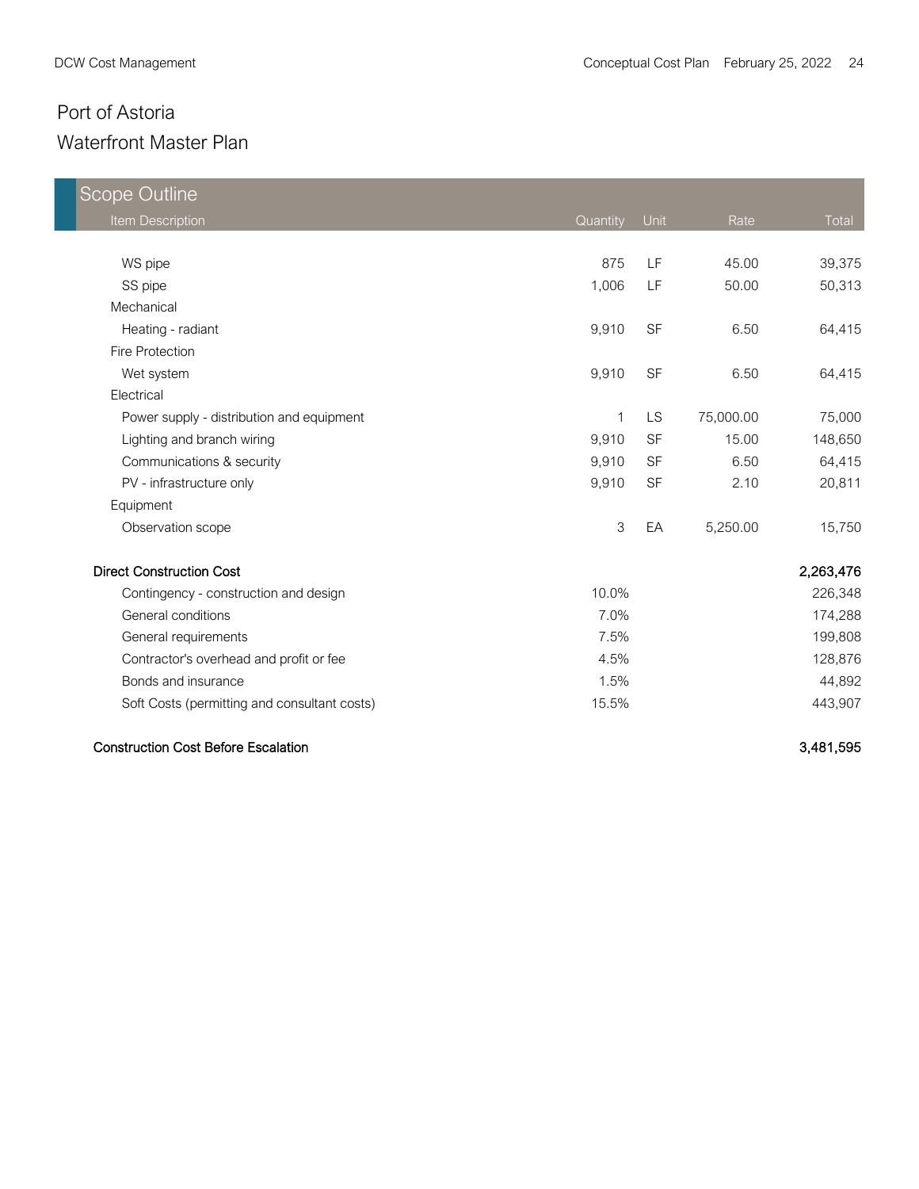# Port of Astoria

## Waterfront Master Plan

| Scope Outline | | | | |
|---|---|---|---|---|
| Item Description | Quantity | Unit | Rate | Total |
| WS pipe | 875 | LF | 45.00 | 39,375 |
| SS pipe | 1,006 | LF | 50.00 | 50,313 |
| Mechanical | | | | |
| Heating - radiant | 9,910 | SF | 6.50 | 64,415 |
| Fire Protection | | | | |
| Wet system | 9,910 | SF | 6.50 | 64,415 |
| Electrical | | | | |
| Power supply - distribution and equipment | 1 | LS | 75,000.00 | 75,000 |
| Lighting and branch wiring | 9,910 | SF | 15.00 | 148,650 |
| Communications & security | 9,910 | SF | 6.50 | 64,415 |
| PV - infrastructure only | 9,910 | SF | 2.10 | 20,811 |
| Equipment | | | | |
| Observation scope | 3 | EA | 5,250.00 | 15,750 |
| **Direct Construction Cost** | | | | **2,263,476** |
| Contingency - construction and design | 10.0% | | | 226,348 |
| General conditions | 7.0% | | | 174,288 |
| General requirements | 7.5% | | | 199,808 |
| Contractor's overhead and profit or fee | 4.5% | | | 128,876 |
| Bonds and insurance | 1.5% | | | 44,892 |
| Soft Costs (permitting and consultant costs) | 15.5% | | | 443,907 |
| **Construction Cost Before Escalation** | | | | **3,481,595** |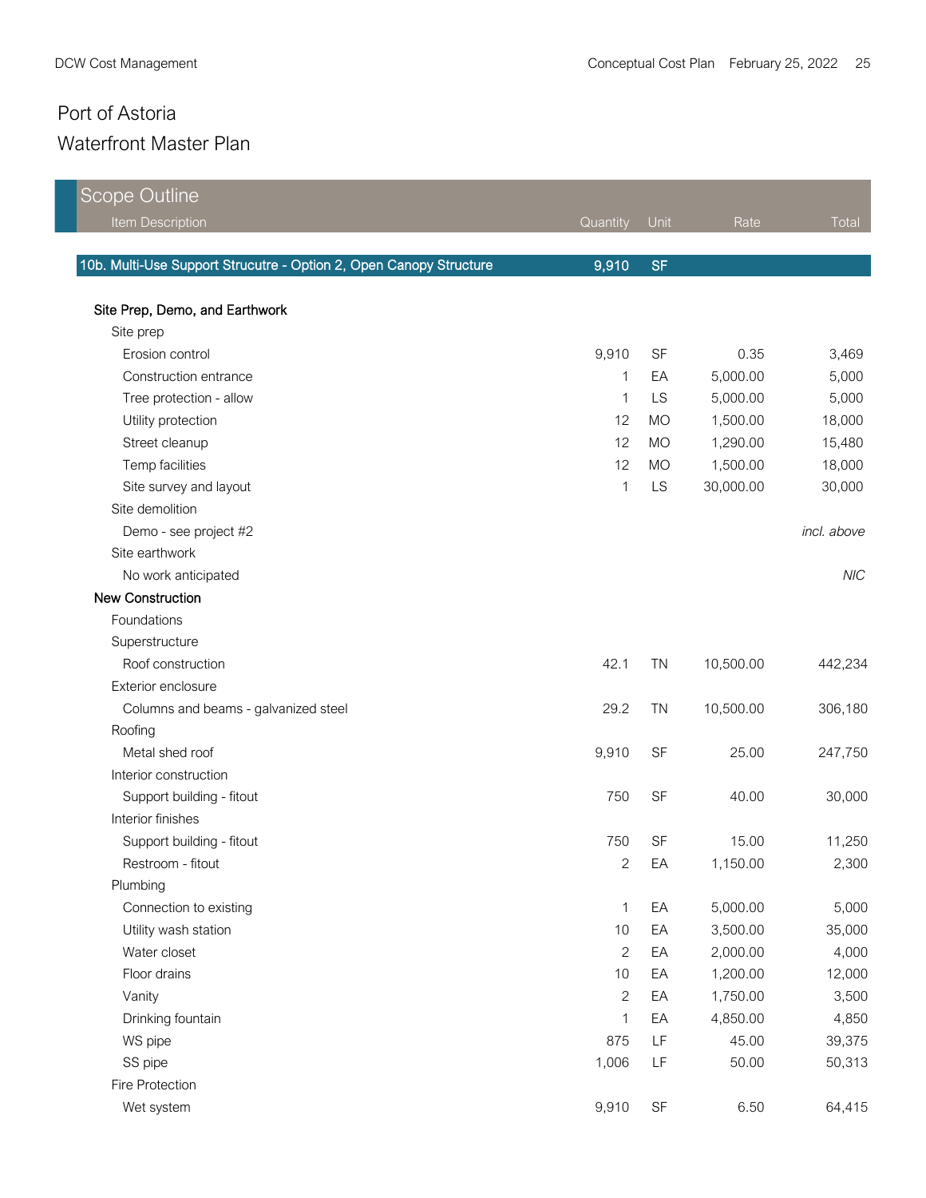# Port of Astoria

## Waterfront Master Plan

| Scope Outline<br>Item Description | Quantity | Unit | Rate | Total |
|---|---|---|---|---|
| **10b. Multi-Use Support Strucutre - Option 2, Open Canopy Structure** | **9,910** | **SF** | | |
| **Site Prep, Demo, and Earthwork** | | | | |
| Site prep | | | | |
| Erosion control | 9,910 | SF | 0.35 | 3,469 |
| Construction entrance | 1 | EA | 5,000.00 | 5,000 |
| Tree protection - allow | 1 | LS | 5,000.00 | 5,000 |
| Utility protection | 12 | MO | 1,500.00 | 18,000 |
| Street cleanup | 12 | MO | 1,290.00 | 15,480 |
| Temp facilities | 12 | MO | 1,500.00 | 18,000 |
| Site survey and layout | 1 | LS | 30,000.00 | 30,000 |
| Site demolition | | | | |
| Demo - see project #2 | | | | *incl. above* |
| Site earthwork | | | | |
| No work anticipated | | | | *NIC* |
| **New Construction** | | | | |
| Foundations | | | | |
| Superstructure | | | | |
| Roof construction | 42.1 | TN | 10,500.00 | 442,234 |
| Exterior enclosure | | | | |
| Columns and beams - galvanized steel | 29.2 | TN | 10,500.00 | 306,180 |
| Roofing | | | | |
| Metal shed roof | 9,910 | SF | 25.00 | 247,750 |
| Interior construction | | | | |
| Support building - fitout | 750 | SF | 40.00 | 30,000 |
| Interior finishes | | | | |
| Support building - fitout | 750 | SF | 15.00 | 11,250 |
| Restroom - fitout | 2 | EA | 1,150.00 | 2,300 |
| Plumbing | | | | |
| Connection to existing | 1 | EA | 5,000.00 | 5,000 |
| Utility wash station | 10 | EA | 3,500.00 | 35,000 |
| Water closet | 2 | EA | 2,000.00 | 4,000 |
| Floor drains | 10 | EA | 1,200.00 | 12,000 |
| Vanity | 2 | EA | 1,750.00 | 3,500 |
| Drinking fountain | 1 | EA | 4,850.00 | 4,850 |
| WS pipe | 875 | LF | 45.00 | 39,375 |
| SS pipe | 1,006 | LF | 50.00 | 50,313 |
| Fire Protection | | | | |
| Wet system | 9,910 | SF | 6.50 | 64,415 |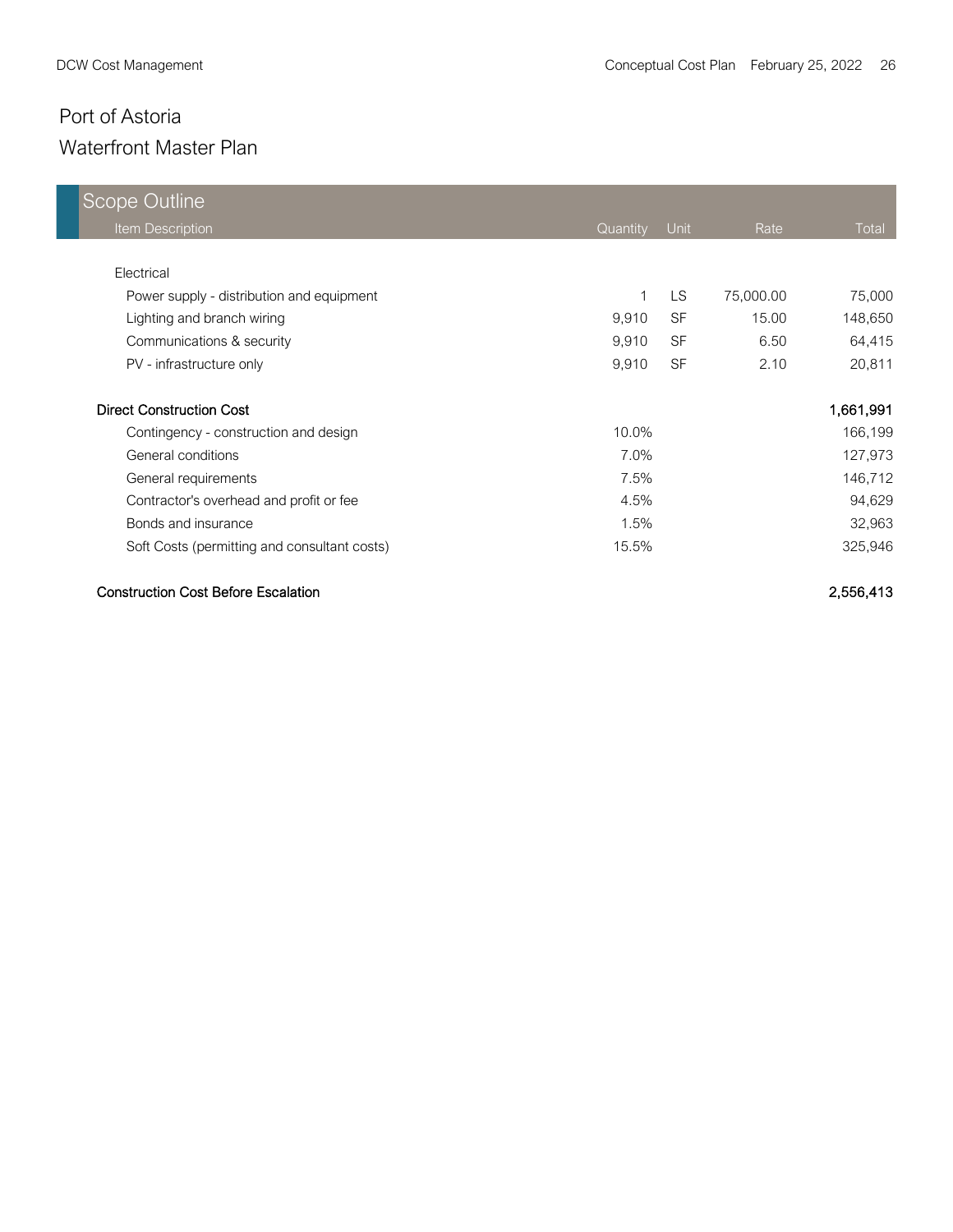# Port of Astoria

## Waterfront Master Plan

| Scope Outline<br>Item Description | Quantity | Unit | Rate | Total |
|---|---|---|---|---|
| Electrical | | | | |
| Power supply - distribution and equipment | 1 | LS | 75,000.00 | 75,000 |
| Lighting and branch wiring | 9,910 | SF | 15.00 | 148,650 |
| Communications & security | 9,910 | SF | 6.50 | 64,415 |
| PV - infrastructure only | 9,910 | SF | 2.10 | 20,811 |
| | | | | |
| **Direct Construction Cost** | | | | **1,661,991** |
| Contingency - construction and design | 10.0% | | | 166,199 |
| General conditions | 7.0% | | | 127,973 |
| General requirements | 7.5% | | | 146,712 |
| Contractor's overhead and profit or fee | 4.5% | | | 94,629 |
| Bonds and insurance | 1.5% | | | 32,963 |
| Soft Costs (permitting and consultant costs) | 15.5% | | | 325,946 |
| | | | | |
| **Construction Cost Before Escalation** | | | | **2,556,413** |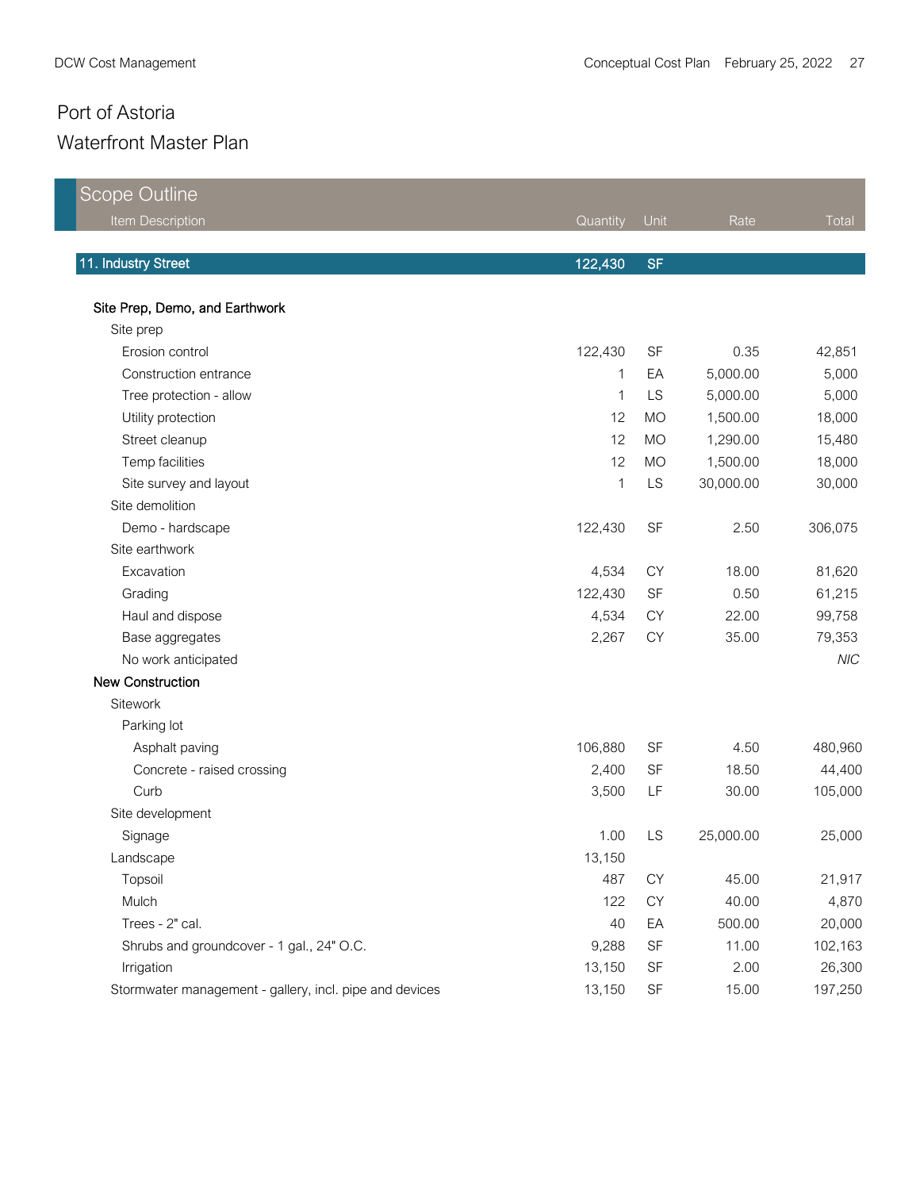# Port of Astoria

## Waterfront Master Plan

| Scope Outline<br>Item Description | Quantity | Unit | Rate | Total |
|---|---|---|---|---|
| **11. Industry Street** | **122,430** | **SF** | | |
| **Site Prep, Demo, and Earthwork** | | | | |
| Site prep | | | | |
| Erosion control | 122,430 | SF | 0.35 | 42,851 |
| Construction entrance | 1 | EA | 5,000.00 | 5,000 |
| Tree protection - allow | 1 | LS | 5,000.00 | 5,000 |
| Utility protection | 12 | MO | 1,500.00 | 18,000 |
| Street cleanup | 12 | MO | 1,290.00 | 15,480 |
| Temp facilities | 12 | MO | 1,500.00 | 18,000 |
| Site survey and layout | 1 | LS | 30,000.00 | 30,000 |
| Site demolition | | | | |
| Demo - hardscape | 122,430 | SF | 2.50 | 306,075 |
| Site earthwork | | | | |
| Excavation | 4,534 | CY | 18.00 | 81,620 |
| Grading | 122,430 | SF | 0.50 | 61,215 |
| Haul and dispose | 4,534 | CY | 22.00 | 99,758 |
| Base aggregates | 2,267 | CY | 35.00 | 79,353 |
| No work anticipated | | | | *NIC* |
| **New Construction** | | | | |
| Sitework | | | | |
| Parking lot | | | | |
| Asphalt paving | 106,880 | SF | 4.50 | 480,960 |
| Concrete - raised crossing | 2,400 | SF | 18.50 | 44,400 |
| Curb | 3,500 | LF | 30.00 | 105,000 |
| Site development | | | | |
| Signage | 1.00 | LS | 25,000.00 | 25,000 |
| Landscape | 13,150 | | | |
| Topsoil | 487 | CY | 45.00 | 21,917 |
| Mulch | 122 | CY | 40.00 | 4,870 |
| Trees - 2" cal. | 40 | EA | 500.00 | 20,000 |
| Shrubs and groundcover - 1 gal., 24" O.C. | 9,288 | SF | 11.00 | 102,163 |
| Irrigation | 13,150 | SF | 2.00 | 26,300 |
| Stormwater management - gallery, incl. pipe and devices | 13,150 | SF | 15.00 | 197,250 |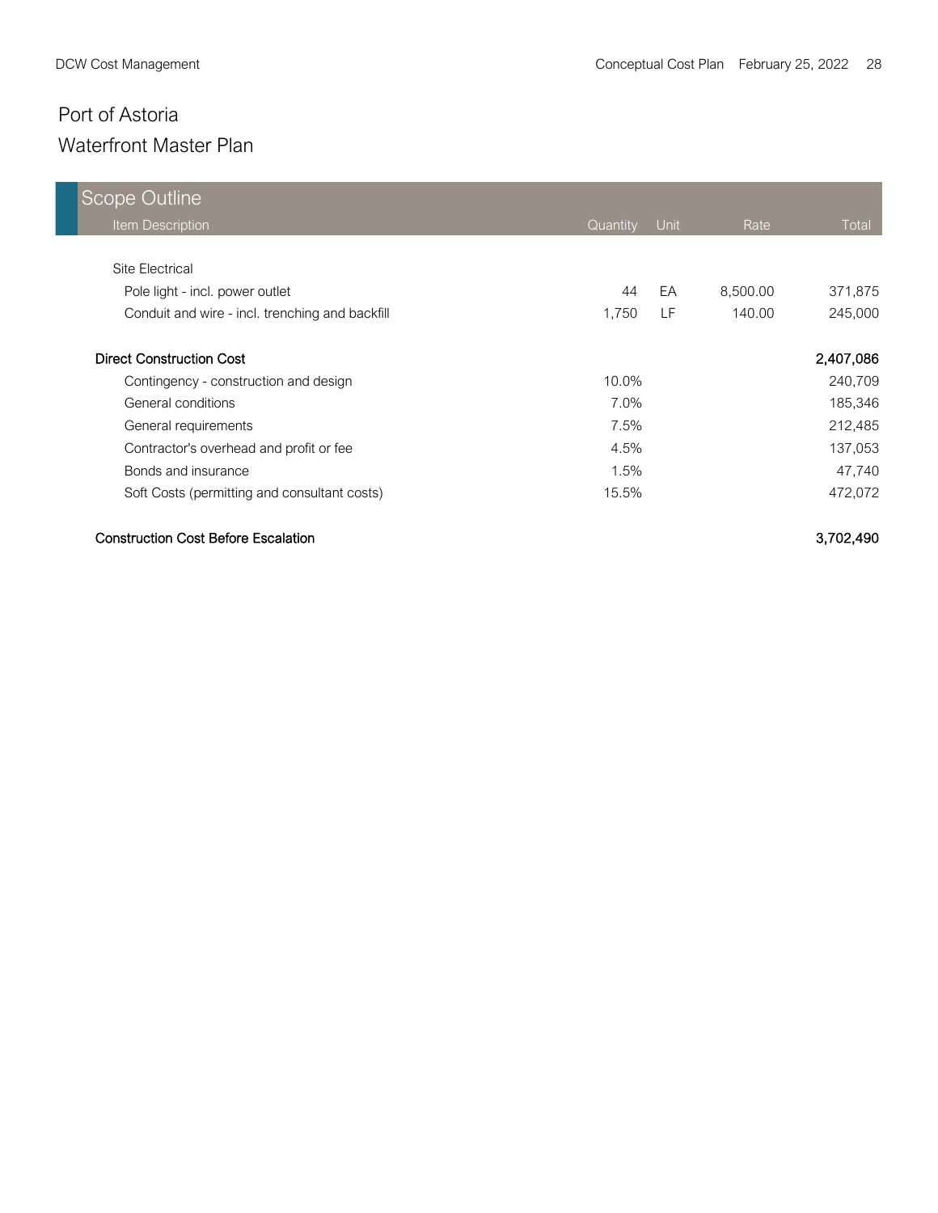# Port of Astoria

## Waterfront Master Plan

| Scope Outline | | | | |
|---|---|---|---|---|
| Item Description | Quantity | Unit | Rate | Total |
| Site Electrical | | | | |
| Pole light - incl. power outlet | 44 | EA | 8,500.00 | 371,875 |
| Conduit and wire - incl. trenching and backfill | 1,750 | LF | 140.00 | 245,000 |
| **Direct Construction Cost** | | | | **2,407,086** |
| Contingency - construction and design | 10.0% | | | 240,709 |
| General conditions | 7.0% | | | 185,346 |
| General requirements | 7.5% | | | 212,485 |
| Contractor's overhead and profit or fee | 4.5% | | | 137,053 |
| Bonds and insurance | 1.5% | | | 47,740 |
| Soft Costs (permitting and consultant costs) | 15.5% | | | 472,072 |
| **Construction Cost Before Escalation** | | | | **3,702,490** |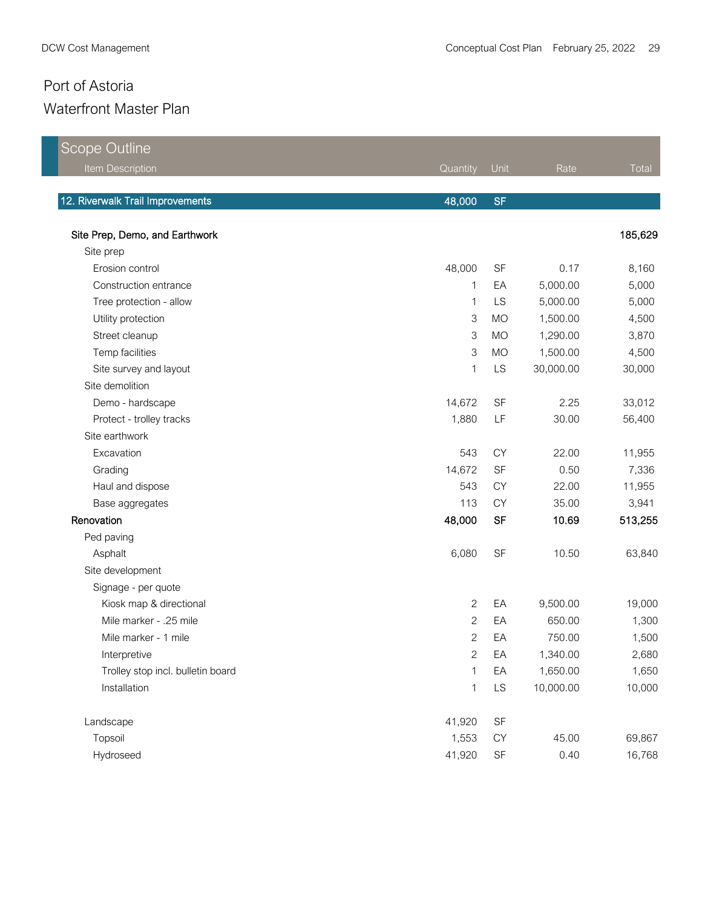# Port of Astoria

## Waterfront Master Plan

| Scope Outline<br>Item Description | Quantity | Unit | Rate | Total |
|---|---|---|---|---|
| **12. Riverwalk Trail Improvements** | **48,000** | **SF** | | |
| | | | | |
| **Site Prep, Demo, and Earthwork** | | | | **185,629** |
| Site prep | | | | |
| Erosion control | 48,000 | SF | 0.17 | 8,160 |
| Construction entrance | 1 | EA | 5,000.00 | 5,000 |
| Tree protection - allow | 1 | LS | 5,000.00 | 5,000 |
| Utility protection | 3 | MO | 1,500.00 | 4,500 |
| Street cleanup | 3 | MO | 1,290.00 | 3,870 |
| Temp facilities | 3 | MO | 1,500.00 | 4,500 |
| Site survey and layout | 1 | LS | 30,000.00 | 30,000 |
| Site demolition | | | | |
| Demo - hardscape | 14,672 | SF | 2.25 | 33,012 |
| Protect - trolley tracks | 1,880 | LF | 30.00 | 56,400 |
| Site earthwork | | | | |
| Excavation | 543 | CY | 22.00 | 11,955 |
| Grading | 14,672 | SF | 0.50 | 7,336 |
| Haul and dispose | 543 | CY | 22.00 | 11,955 |
| Base aggregates | 113 | CY | 35.00 | 3,941 |
| **Renovation** | **48,000** | **SF** | **10.69** | **513,255** |
| Ped paving | | | | |
| Asphalt | 6,080 | SF | 10.50 | 63,840 |
| Site development | | | | |
| Signage - per quote | | | | |
| Kiosk map & directional | 2 | EA | 9,500.00 | 19,000 |
| Mile marker - .25 mile | 2 | EA | 650.00 | 1,300 |
| Mile marker - 1 mile | 2 | EA | 750.00 | 1,500 |
| Interpretive | 2 | EA | 1,340.00 | 2,680 |
| Trolley stop incl. bulletin board | 1 | EA | 1,650.00 | 1,650 |
| Installation | 1 | LS | 10,000.00 | 10,000 |
| | | | | |
| Landscape | 41,920 | SF | | |
| Topsoil | 1,553 | CY | 45.00 | 69,867 |
| Hydroseed | 41,920 | SF | 0.40 | 16,768 |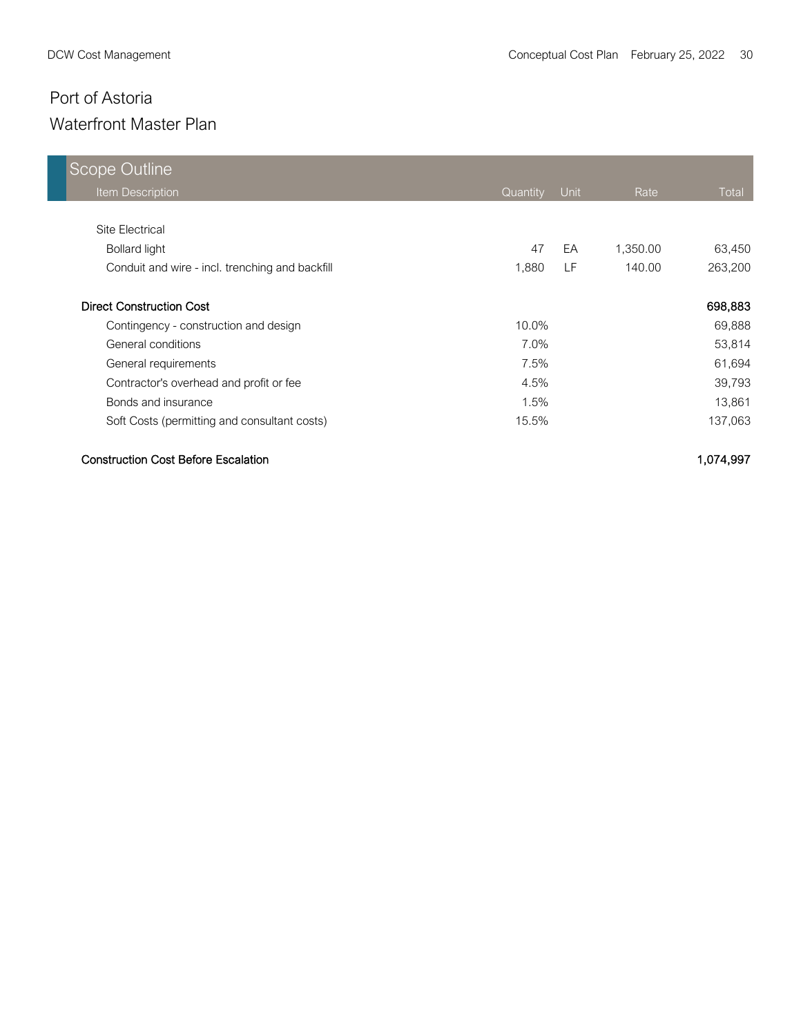## Port of Astoria

## Waterfront Master Plan

### Scope Outline

| Item Description | Quantity | Unit | Rate | Total |
|---|---|---|---|---|
| Site Electrical | | | | |
| Bollard light | 47 | EA | 1,350.00 | 63,450 |
| Conduit and wire - incl. trenching and backfill | 1,880 | LF | 140.00 | 263,200 |
| **Direct Construction Cost** | | | | **698,883** |
| Contingency - construction and design | 10.0% | | | 69,888 |
| General conditions | 7.0% | | | 53,814 |
| General requirements | 7.5% | | | 61,694 |
| Contractor's overhead and profit or fee | 4.5% | | | 39,793 |
| Bonds and insurance | 1.5% | | | 13,861 |
| Soft Costs (permitting and consultant costs) | 15.5% | | | 137,063 |
| **Construction Cost Before Escalation** | | | | **1,074,997** |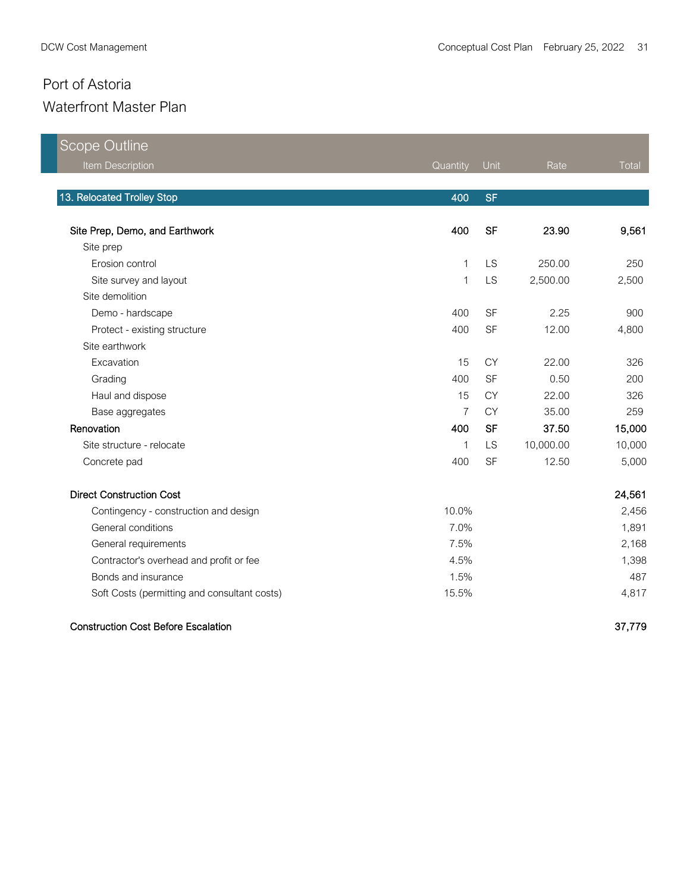# Port of Astoria

## Waterfront Master Plan

| Scope Outline Item Description | Quantity | Unit | Rate | Total |
|---|---|---|---|---|
| **13. Relocated Trolley Stop** | **400** | **SF** | | |
| **Site Prep, Demo, and Earthwork** | **400** | **SF** | **23.90** | **9,561** |
| Site prep | | | | |
| Erosion control | 1 | LS | 250.00 | 250 |
| Site survey and layout | 1 | LS | 2,500.00 | 2,500 |
| Site demolition | | | | |
| Demo - hardscape | 400 | SF | 2.25 | 900 |
| Protect - existing structure | 400 | SF | 12.00 | 4,800 |
| Site earthwork | | | | |
| Excavation | 15 | CY | 22.00 | 326 |
| Grading | 400 | SF | 0.50 | 200 |
| Haul and dispose | 15 | CY | 22.00 | 326 |
| Base aggregates | 7 | CY | 35.00 | 259 |
| **Renovation** | **400** | **SF** | **37.50** | **15,000** |
| Site structure - relocate | 1 | LS | 10,000.00 | 10,000 |
| Concrete pad | 400 | SF | 12.50 | 5,000 |
| **Direct Construction Cost** | | | | **24,561** |
| Contingency - construction and design | 10.0% | | | 2,456 |
| General conditions | 7.0% | | | 1,891 |
| General requirements | 7.5% | | | 2,168 |
| Contractor's overhead and profit or fee | 4.5% | | | 1,398 |
| Bonds and insurance | 1.5% | | | 487 |
| Soft Costs (permitting and consultant costs) | 15.5% | | | 4,817 |
| **Construction Cost Before Escalation** | | | | **37,779** |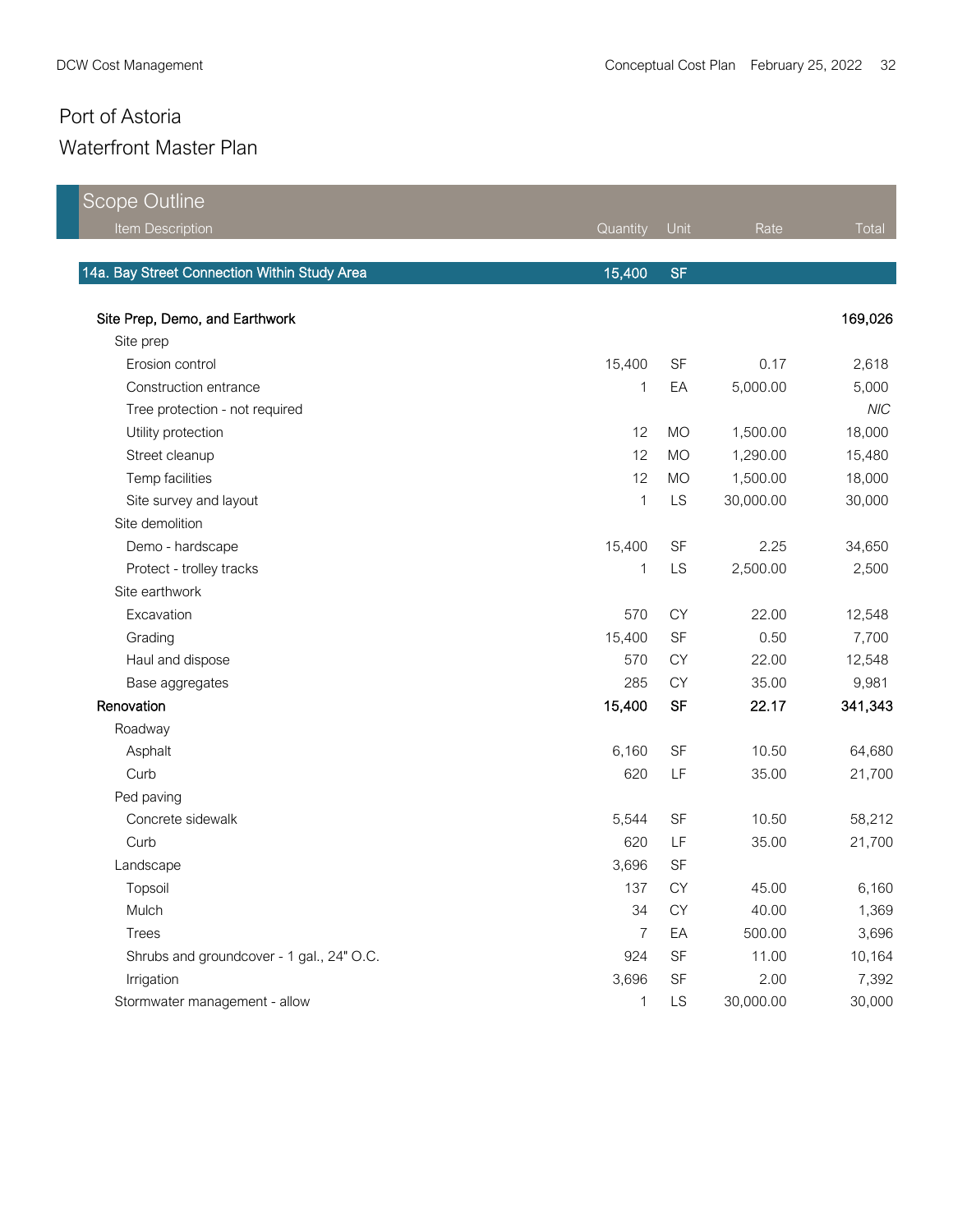# Port of Astoria
## Waterfront Master Plan

| Scope Outline<br>Item Description | Quantity | Unit | Rate | Total |
|---|---|---|---|---|
| **14a. Bay Street Connection Within Study Area** | **15,400** | **SF** | | |
| **Site Prep, Demo, and Earthwork** | | | | **169,026** |
| Site prep | | | | |
| Erosion control | 15,400 | SF | 0.17 | 2,618 |
| Construction entrance | 1 | EA | 5,000.00 | 5,000 |
| Tree protection - not required | | | | *NIC* |
| Utility protection | 12 | MO | 1,500.00 | 18,000 |
| Street cleanup | 12 | MO | 1,290.00 | 15,480 |
| Temp facilities | 12 | MO | 1,500.00 | 18,000 |
| Site survey and layout | 1 | LS | 30,000.00 | 30,000 |
| Site demolition | | | | |
| Demo - hardscape | 15,400 | SF | 2.25 | 34,650 |
| Protect - trolley tracks | 1 | LS | 2,500.00 | 2,500 |
| Site earthwork | | | | |
| Excavation | 570 | CY | 22.00 | 12,548 |
| Grading | 15,400 | SF | 0.50 | 7,700 |
| Haul and dispose | 570 | CY | 22.00 | 12,548 |
| Base aggregates | 285 | CY | 35.00 | 9,981 |
| **Renovation** | **15,400** | **SF** | **22.17** | **341,343** |
| Roadway | | | | |
| Asphalt | 6,160 | SF | 10.50 | 64,680 |
| Curb | 620 | LF | 35.00 | 21,700 |
| Ped paving | | | | |
| Concrete sidewalk | 5,544 | SF | 10.50 | 58,212 |
| Curb | 620 | LF | 35.00 | 21,700 |
| Landscape | 3,696 | SF | | |
| Topsoil | 137 | CY | 45.00 | 6,160 |
| Mulch | 34 | CY | 40.00 | 1,369 |
| Trees | 7 | EA | 500.00 | 3,696 |
| Shrubs and groundcover - 1 gal., 24" O.C. | 924 | SF | 11.00 | 10,164 |
| Irrigation | 3,696 | SF | 2.00 | 7,392 |
| Stormwater management - allow | 1 | LS | 30,000.00 | 30,000 |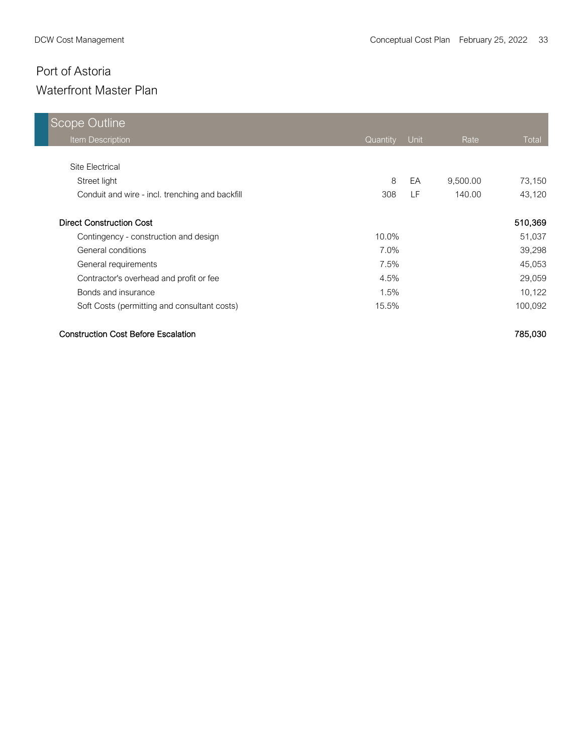# Port of Astoria

## Waterfront Master Plan

| Scope Outline | | | | |
|---|---|---|---|---|
| Item Description | Quantity | Unit | Rate | Total |
| Site Electrical | | | | |
| Street light | 8 | EA | 9,500.00 | 73,150 |
| Conduit and wire - incl. trenching and backfill | 308 | LF | 140.00 | 43,120 |
| **Direct Construction Cost** | | | | **510,369** |
| Contingency - construction and design | 10.0% | | | 51,037 |
| General conditions | 7.0% | | | 39,298 |
| General requirements | 7.5% | | | 45,053 |
| Contractor's overhead and profit or fee | 4.5% | | | 29,059 |
| Bonds and insurance | 1.5% | | | 10,122 |
| Soft Costs (permitting and consultant costs) | 15.5% | | | 100,092 |
| **Construction Cost Before Escalation** | | | | **785,030** |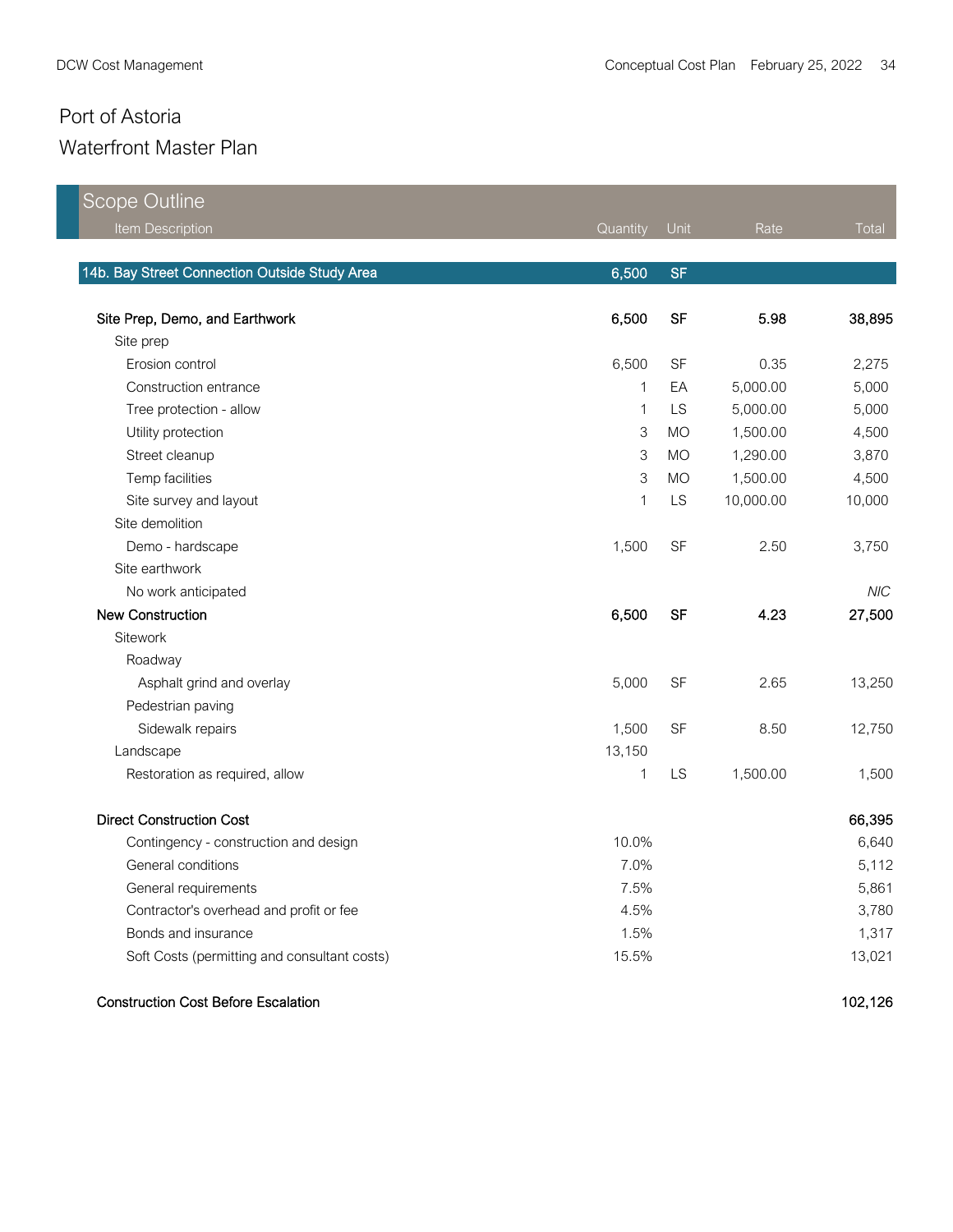# Port of Astoria

## Waterfront Master Plan

| Scope Outline<br>Item Description | Quantity | Unit | Rate | Total |
|---|---|---|---|---|
| **14b. Bay Street Connection Outside Study Area** | **6,500** | **SF** | | |
| **Site Prep, Demo, and Earthwork** | **6,500** | **SF** | **5.98** | **38,895** |
| Site prep | | | | |
| Erosion control | 6,500 | SF | 0.35 | 2,275 |
| Construction entrance | 1 | EA | 5,000.00 | 5,000 |
| Tree protection - allow | 1 | LS | 5,000.00 | 5,000 |
| Utility protection | 3 | MO | 1,500.00 | 4,500 |
| Street cleanup | 3 | MO | 1,290.00 | 3,870 |
| Temp facilities | 3 | MO | 1,500.00 | 4,500 |
| Site survey and layout | 1 | LS | 10,000.00 | 10,000 |
| Site demolition | | | | |
| Demo - hardscape | 1,500 | SF | 2.50 | 3,750 |
| Site earthwork | | | | |
| No work anticipated | | | | *NIC* |
| **New Construction** | **6,500** | **SF** | **4.23** | **27,500** |
| Sitework | | | | |
| Roadway | | | | |
| Asphalt grind and overlay | 5,000 | SF | 2.65 | 13,250 |
| Pedestrian paving | | | | |
| Sidewalk repairs | 1,500 | SF | 8.50 | 12,750 |
| Landscape | 13,150 | | | |
| Restoration as required, allow | 1 | LS | 1,500.00 | 1,500 |
| **Direct Construction Cost** | | | | **66,395** |
| Contingency - construction and design | 10.0% | | | 6,640 |
| General conditions | 7.0% | | | 5,112 |
| General requirements | 7.5% | | | 5,861 |
| Contractor's overhead and profit or fee | 4.5% | | | 3,780 |
| Bonds and insurance | 1.5% | | | 1,317 |
| Soft Costs (permitting and consultant costs) | 15.5% | | | 13,021 |
| **Construction Cost Before Escalation** | | | | **102,126** |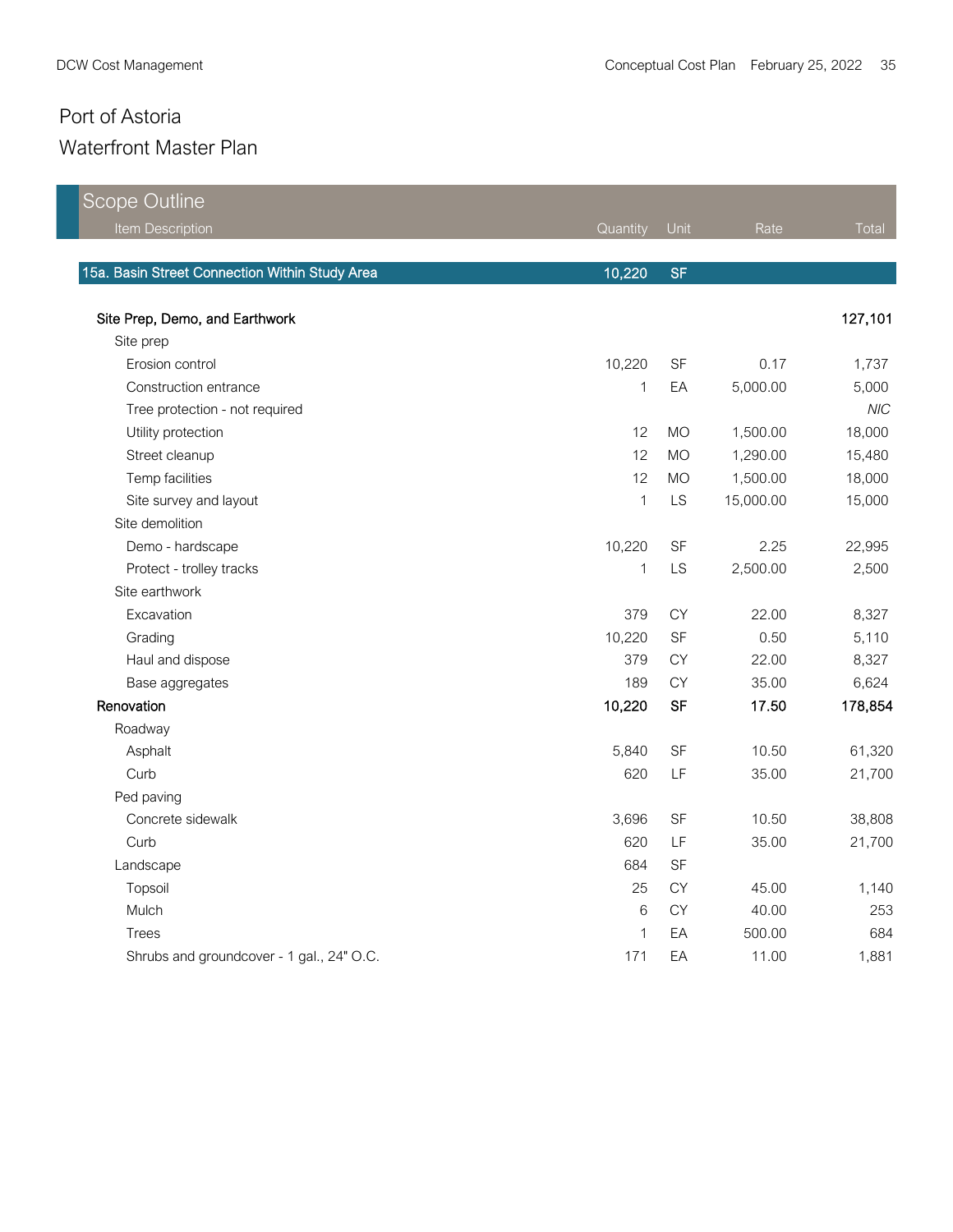# Port of Astoria

## Waterfront Master Plan

| Scope Outline<br>Item Description | Quantity | Unit | Rate | Total |
|---|---|---|---|---|
| **15a. Basin Street Connection Within Study Area** | **10,220** | **SF** | | |
| **Site Prep, Demo, and Earthwork** | | | | **127,101** |
| Site prep | | | | |
| Erosion control | 10,220 | SF | 0.17 | 1,737 |
| Construction entrance | 1 | EA | 5,000.00 | 5,000 |
| Tree protection - not required | | | | *NIC* |
| Utility protection | 12 | MO | 1,500.00 | 18,000 |
| Street cleanup | 12 | MO | 1,290.00 | 15,480 |
| Temp facilities | 12 | MO | 1,500.00 | 18,000 |
| Site survey and layout | 1 | LS | 15,000.00 | 15,000 |
| Site demolition | | | | |
| Demo - hardscape | 10,220 | SF | 2.25 | 22,995 |
| Protect - trolley tracks | 1 | LS | 2,500.00 | 2,500 |
| Site earthwork | | | | |
| Excavation | 379 | CY | 22.00 | 8,327 |
| Grading | 10,220 | SF | 0.50 | 5,110 |
| Haul and dispose | 379 | CY | 22.00 | 8,327 |
| Base aggregates | 189 | CY | 35.00 | 6,624 |
| **Renovation** | **10,220** | **SF** | **17.50** | **178,854** |
| Roadway | | | | |
| Asphalt | 5,840 | SF | 10.50 | 61,320 |
| Curb | 620 | LF | 35.00 | 21,700 |
| Ped paving | | | | |
| Concrete sidewalk | 3,696 | SF | 10.50 | 38,808 |
| Curb | 620 | LF | 35.00 | 21,700 |
| Landscape | 684 | SF | | |
| Topsoil | 25 | CY | 45.00 | 1,140 |
| Mulch | 6 | CY | 40.00 | 253 |
| Trees | 1 | EA | 500.00 | 684 |
| Shrubs and groundcover - 1 gal., 24" O.C. | 171 | EA | 11.00 | 1,881 |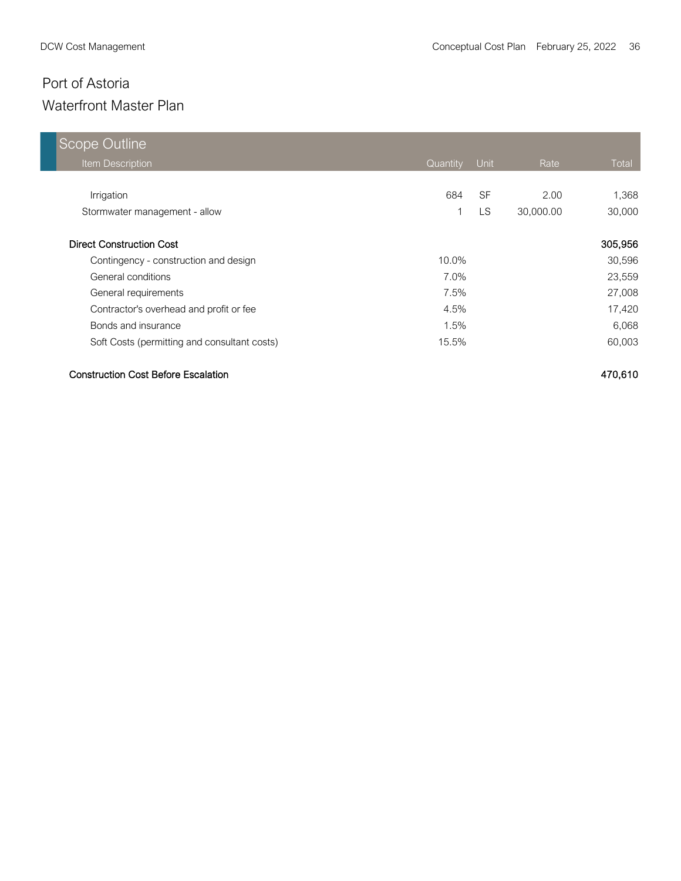# Port of Astoria

## Waterfront Master Plan

| Scope Outline Item Description | Quantity | Unit | Rate | Total |
|---|---|---|---|---|
| Irrigation | 684 | SF | 2.00 | 1,368 |
| Stormwater management - allow | 1 | LS | 30,000.00 | 30,000 |
| **Direct Construction Cost** | | | | **305,956** |
| Contingency - construction and design | 10.0% | | | 30,596 |
| General conditions | 7.0% | | | 23,559 |
| General requirements | 7.5% | | | 27,008 |
| Contractor's overhead and profit or fee | 4.5% | | | 17,420 |
| Bonds and insurance | 1.5% | | | 6,068 |
| Soft Costs (permitting and consultant costs) | 15.5% | | | 60,003 |
| **Construction Cost Before Escalation** | | | | **470,610** |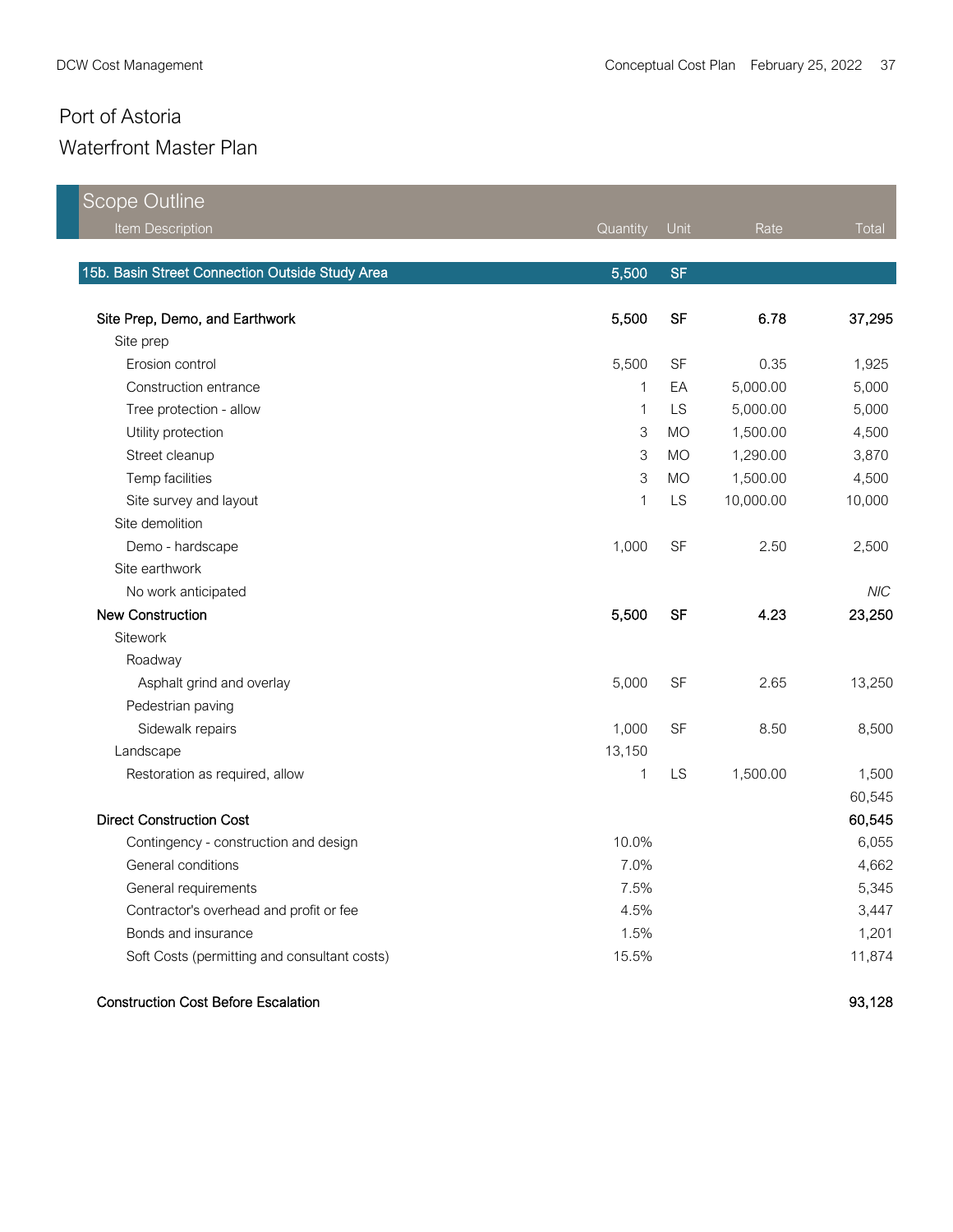# Port of Astoria

## Waterfront Master Plan

| Scope Outline Item Description | Quantity | Unit | Rate | Total |
|---|---|---|---|---|
| **15b. Basin Street Connection Outside Study Area** | **5,500** | **SF** | | |
| | | | | |
| **Site Prep, Demo, and Earthwork** | **5,500** | **SF** | **6.78** | **37,295** |
| Site prep | | | | |
| Erosion control | 5,500 | SF | 0.35 | 1,925 |
| Construction entrance | 1 | EA | 5,000.00 | 5,000 |
| Tree protection - allow | 1 | LS | 5,000.00 | 5,000 |
| Utility protection | 3 | MO | 1,500.00 | 4,500 |
| Street cleanup | 3 | MO | 1,290.00 | 3,870 |
| Temp facilities | 3 | MO | 1,500.00 | 4,500 |
| Site survey and layout | 1 | LS | 10,000.00 | 10,000 |
| Site demolition | | | | |
| Demo - hardscape | 1,000 | SF | 2.50 | 2,500 |
| Site earthwork | | | | |
| No work anticipated | | | | *NIC* |
| **New Construction** | **5,500** | **SF** | **4.23** | **23,250** |
| Sitework | | | | |
| Roadway | | | | |
| Asphalt grind and overlay | 5,000 | SF | 2.65 | 13,250 |
| Pedestrian paving | | | | |
| Sidewalk repairs | 1,000 | SF | 8.50 | 8,500 |
| Landscape | 13,150 | | | |
| Restoration as required, allow | 1 | LS | 1,500.00 | 1,500 |
| | | | | 60,545 |
| **Direct Construction Cost** | | | | **60,545** |
| Contingency - construction and design | 10.0% | | | 6,055 |
| General conditions | 7.0% | | | 4,662 |
| General requirements | 7.5% | | | 5,345 |
| Contractor's overhead and profit or fee | 4.5% | | | 3,447 |
| Bonds and insurance | 1.5% | | | 1,201 |
| Soft Costs (permitting and consultant costs) | 15.5% | | | 11,874 |
| | | | | |
| **Construction Cost Before Escalation** | | | | **93,128** |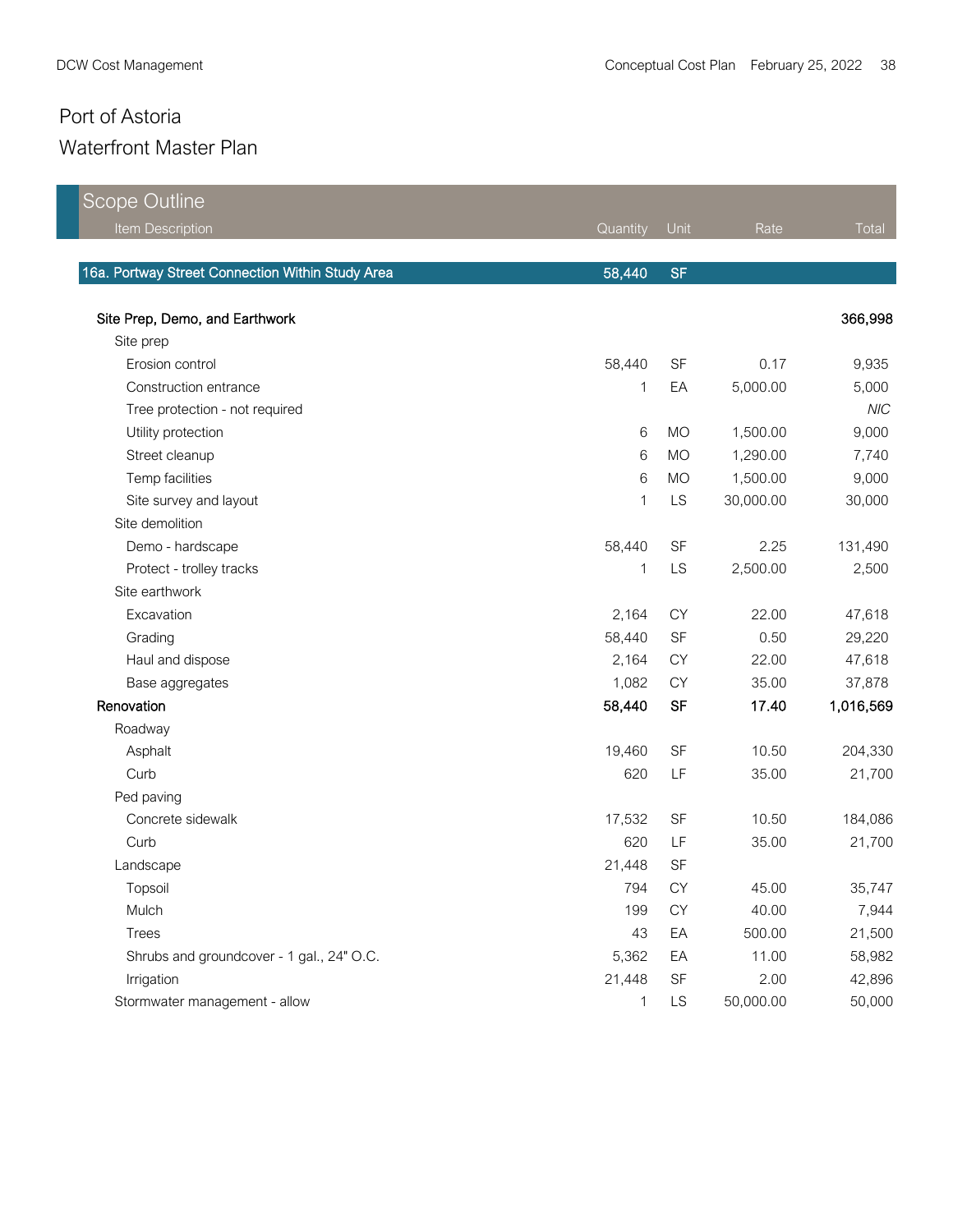# Port of Astoria

## Waterfront Master Plan

### Scope Outline

| Item Description | Quantity | Unit | Rate | Total |
|---|---|---|---|---|
| **16a. Portway Street Connection Within Study Area** | **58,440** | **SF** | | |
| **Site Prep, Demo, and Earthwork** | | | | **366,998** |
| Site prep | | | | |
| Erosion control | 58,440 | SF | 0.17 | 9,935 |
| Construction entrance | 1 | EA | 5,000.00 | 5,000 |
| Tree protection - not required | | | | *NIC* |
| Utility protection | 6 | MO | 1,500.00 | 9,000 |
| Street cleanup | 6 | MO | 1,290.00 | 7,740 |
| Temp facilities | 6 | MO | 1,500.00 | 9,000 |
| Site survey and layout | 1 | LS | 30,000.00 | 30,000 |
| Site demolition | | | | |
| Demo - hardscape | 58,440 | SF | 2.25 | 131,490 |
| Protect - trolley tracks | 1 | LS | 2,500.00 | 2,500 |
| Site earthwork | | | | |
| Excavation | 2,164 | CY | 22.00 | 47,618 |
| Grading | 58,440 | SF | 0.50 | 29,220 |
| Haul and dispose | 2,164 | CY | 22.00 | 47,618 |
| Base aggregates | 1,082 | CY | 35.00 | 37,878 |
| **Renovation** | **58,440** | **SF** | **17.40** | **1,016,569** |
| Roadway | | | | |
| Asphalt | 19,460 | SF | 10.50 | 204,330 |
| Curb | 620 | LF | 35.00 | 21,700 |
| Ped paving | | | | |
| Concrete sidewalk | 17,532 | SF | 10.50 | 184,086 |
| Curb | 620 | LF | 35.00 | 21,700 |
| Landscape | 21,448 | SF | | |
| Topsoil | 794 | CY | 45.00 | 35,747 |
| Mulch | 199 | CY | 40.00 | 7,944 |
| Trees | 43 | EA | 500.00 | 21,500 |
| Shrubs and groundcover - 1 gal., 24" O.C. | 5,362 | EA | 11.00 | 58,982 |
| Irrigation | 21,448 | SF | 2.00 | 42,896 |
| Stormwater management - allow | 1 | LS | 50,000.00 | 50,000 |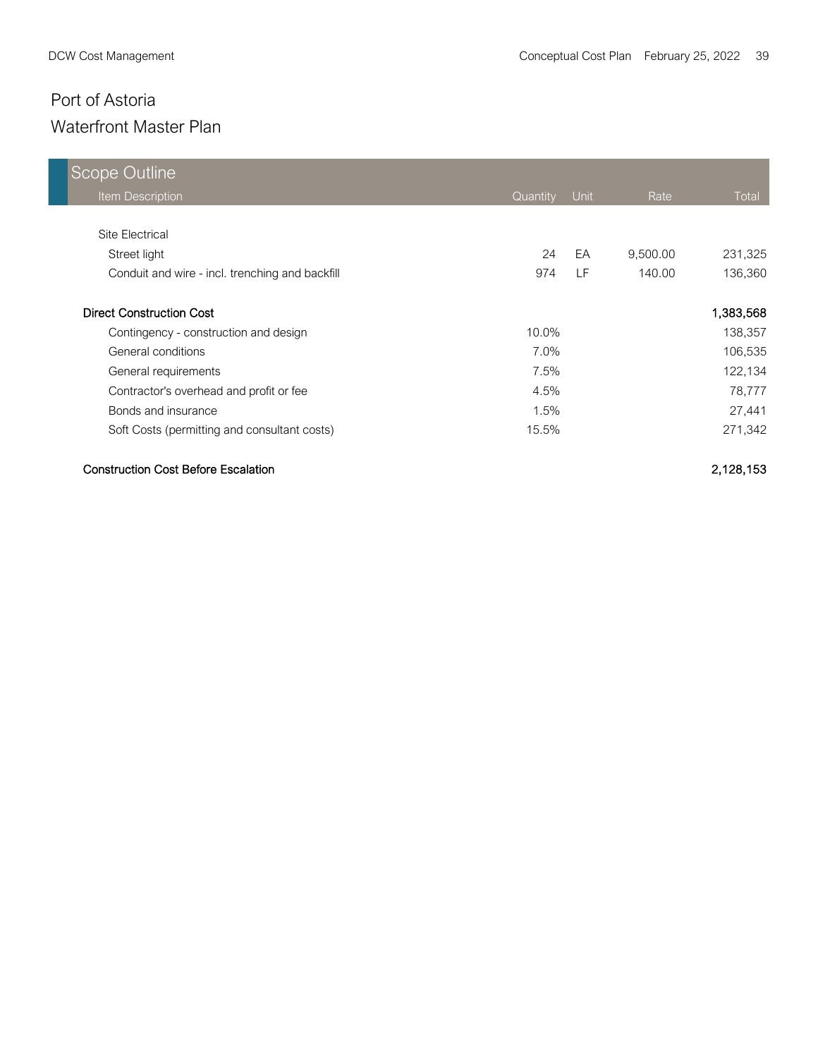# Port of Astoria

## Waterfront Master Plan

| Scope Outline | | | | |
|---|---|---|---|---|
| Item Description | Quantity | Unit | Rate | Total |
| Site Electrical | | | | |
| Street light | 24 | EA | 9,500.00 | 231,325 |
| Conduit and wire - incl. trenching and backfill | 974 | LF | 140.00 | 136,360 |
| **Direct Construction Cost** | | | | **1,383,568** |
| Contingency - construction and design | 10.0% | | | 138,357 |
| General conditions | 7.0% | | | 106,535 |
| General requirements | 7.5% | | | 122,134 |
| Contractor's overhead and profit or fee | 4.5% | | | 78,777 |
| Bonds and insurance | 1.5% | | | 27,441 |
| Soft Costs (permitting and consultant costs) | 15.5% | | | 271,342 |
| **Construction Cost Before Escalation** | | | | **2,128,153** |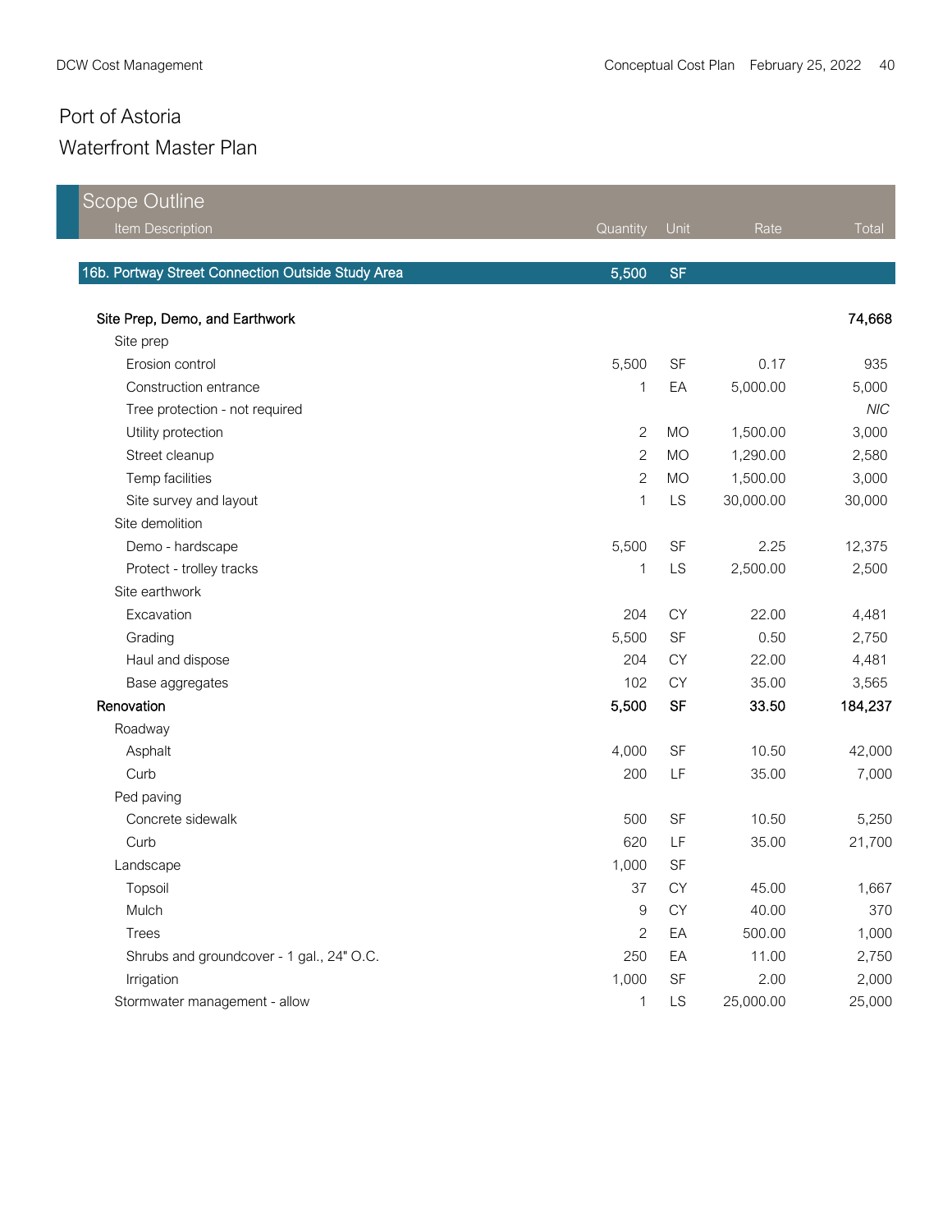# Port of Astoria

## Waterfront Master Plan

| Scope Outline<br>Item Description | Quantity | Unit | Rate | Total |
|---|---|---|---|---|
| **16b. Portway Street Connection Outside Study Area** | **5,500** | **SF** | | |
| **Site Prep, Demo, and Earthwork** | | | | **74,668** |
| Site prep | | | | |
| Erosion control | 5,500 | SF | 0.17 | 935 |
| Construction entrance | 1 | EA | 5,000.00 | 5,000 |
| Tree protection - not required | | | | *NIC* |
| Utility protection | 2 | MO | 1,500.00 | 3,000 |
| Street cleanup | 2 | MO | 1,290.00 | 2,580 |
| Temp facilities | 2 | MO | 1,500.00 | 3,000 |
| Site survey and layout | 1 | LS | 30,000.00 | 30,000 |
| Site demolition | | | | |
| Demo - hardscape | 5,500 | SF | 2.25 | 12,375 |
| Protect - trolley tracks | 1 | LS | 2,500.00 | 2,500 |
| Site earthwork | | | | |
| Excavation | 204 | CY | 22.00 | 4,481 |
| Grading | 5,500 | SF | 0.50 | 2,750 |
| Haul and dispose | 204 | CY | 22.00 | 4,481 |
| Base aggregates | 102 | CY | 35.00 | 3,565 |
| **Renovation** | **5,500** | **SF** | **33.50** | **184,237** |
| Roadway | | | | |
| Asphalt | 4,000 | SF | 10.50 | 42,000 |
| Curb | 200 | LF | 35.00 | 7,000 |
| Ped paving | | | | |
| Concrete sidewalk | 500 | SF | 10.50 | 5,250 |
| Curb | 620 | LF | 35.00 | 21,700 |
| Landscape | 1,000 | SF | | |
| Topsoil | 37 | CY | 45.00 | 1,667 |
| Mulch | 9 | CY | 40.00 | 370 |
| Trees | 2 | EA | 500.00 | 1,000 |
| Shrubs and groundcover - 1 gal., 24" O.C. | 250 | EA | 11.00 | 2,750 |
| Irrigation | 1,000 | SF | 2.00 | 2,000 |
| Stormwater management - allow | 1 | LS | 25,000.00 | 25,000 |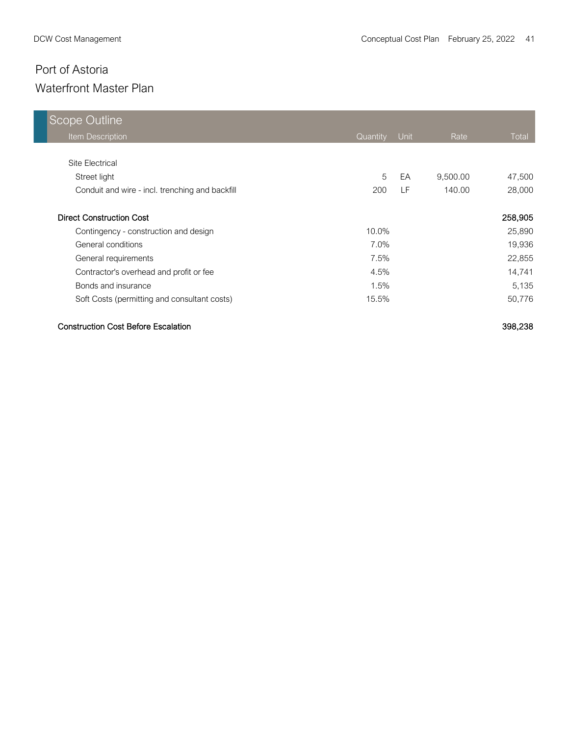# Port of Astoria

## Waterfront Master Plan

| Scope Outline<br>Item Description | Quantity | Unit | Rate | Total |
|---|---|---|---|---|
| Site Electrical | | | | |
| Street light | 5 | EA | 9,500.00 | 47,500 |
| Conduit and wire - incl. trenching and backfill | 200 | LF | 140.00 | 28,000 |
| **Direct Construction Cost** | | | | **258,905** |
| Contingency - construction and design | 10.0% | | | 25,890 |
| General conditions | 7.0% | | | 19,936 |
| General requirements | 7.5% | | | 22,855 |
| Contractor's overhead and profit or fee | 4.5% | | | 14,741 |
| Bonds and insurance | 1.5% | | | 5,135 |
| Soft Costs (permitting and consultant costs) | 15.5% | | | 50,776 |
| **Construction Cost Before Escalation** | | | | **398,238** |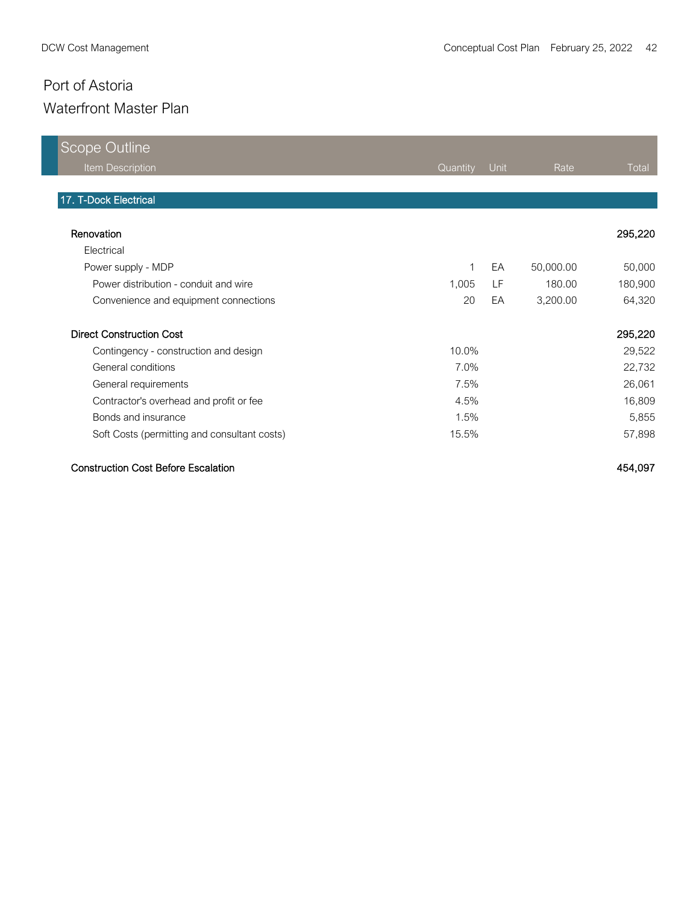# Port of Astoria

## Waterfront Master Plan

### Scope Outline

| Item Description | Quantity | Unit | Rate | Total |
|---|---|---|---|---|
| **17. T-Dock Electrical** | | | | |
| **Renovation** | | | | **295,220** |
| Electrical | | | | |
| Power supply - MDP | 1 | EA | 50,000.00 | 50,000 |
| Power distribution - conduit and wire | 1,005 | LF | 180.00 | 180,900 |
| Convenience and equipment connections | 20 | EA | 3,200.00 | 64,320 |
| **Direct Construction Cost** | | | | **295,220** |
| Contingency - construction and design | 10.0% | | | 29,522 |
| General conditions | 7.0% | | | 22,732 |
| General requirements | 7.5% | | | 26,061 |
| Contractor's overhead and profit or fee | 4.5% | | | 16,809 |
| Bonds and insurance | 1.5% | | | 5,855 |
| Soft Costs (permitting and consultant costs) | 15.5% | | | 57,898 |
| **Construction Cost Before Escalation** | | | | **454,097** |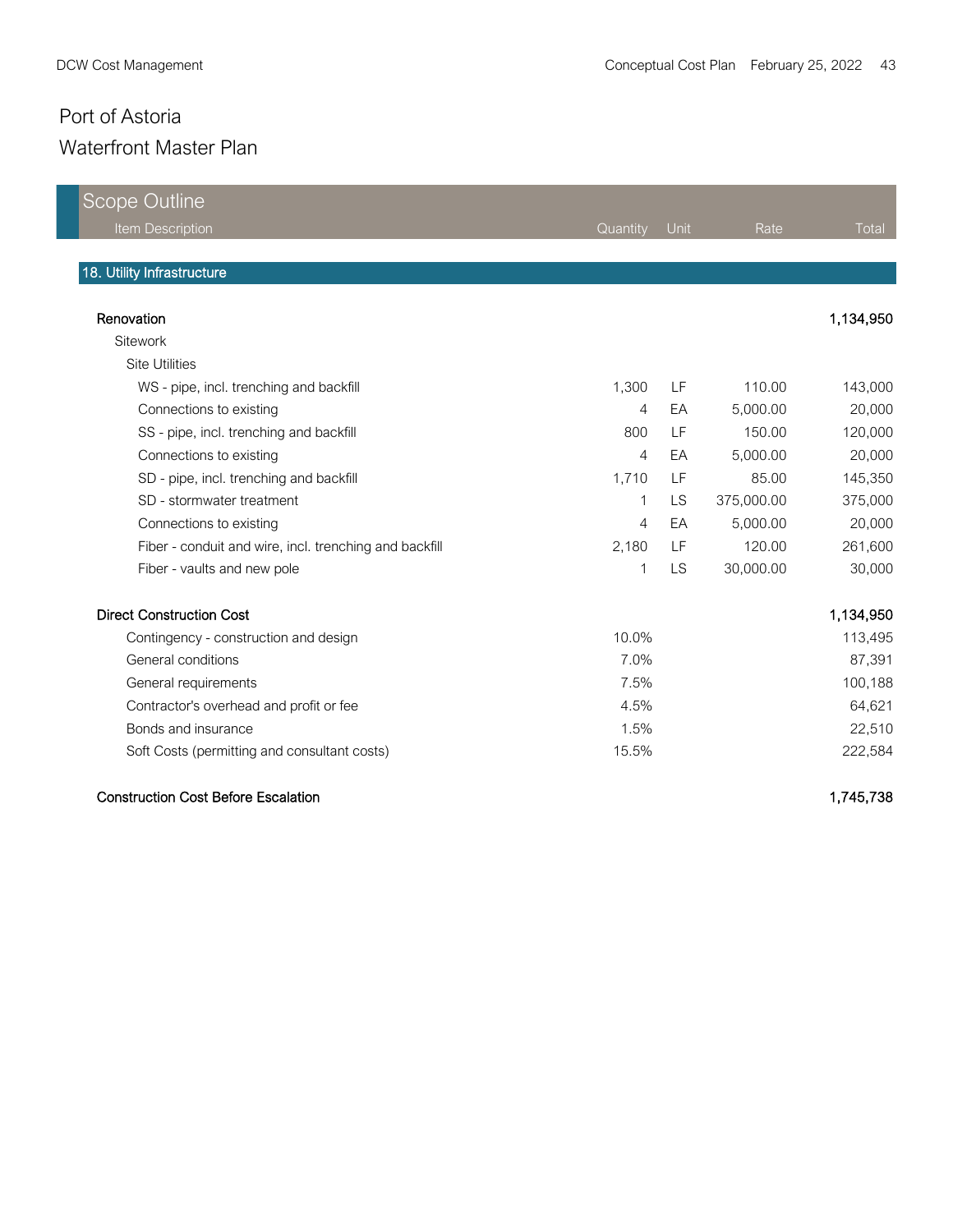# Port of Astoria

## Waterfront Master Plan

| Scope Outline<br>Item Description | Quantity | Unit | Rate | Total |
|---|---|---|---|---|
| **18. Utility Infrastructure** | | | | |
| **Renovation** | | | | **1,134,950** |
| Sitework | | | | |
| Site Utilities | | | | |
| WS - pipe, incl. trenching and backfill | 1,300 | LF | 110.00 | 143,000 |
| Connections to existing | 4 | EA | 5,000.00 | 20,000 |
| SS - pipe, incl. trenching and backfill | 800 | LF | 150.00 | 120,000 |
| Connections to existing | 4 | EA | 5,000.00 | 20,000 |
| SD - pipe, incl. trenching and backfill | 1,710 | LF | 85.00 | 145,350 |
| SD - stormwater treatment | 1 | LS | 375,000.00 | 375,000 |
| Connections to existing | 4 | EA | 5,000.00 | 20,000 |
| Fiber - conduit and wire, incl. trenching and backfill | 2,180 | LF | 120.00 | 261,600 |
| Fiber - vaults and new pole | 1 | LS | 30,000.00 | 30,000 |
| **Direct Construction Cost** | | | | **1,134,950** |
| Contingency - construction and design | 10.0% | | | 113,495 |
| General conditions | 7.0% | | | 87,391 |
| General requirements | 7.5% | | | 100,188 |
| Contractor's overhead and profit or fee | 4.5% | | | 64,621 |
| Bonds and insurance | 1.5% | | | 22,510 |
| Soft Costs (permitting and consultant costs) | 15.5% | | | 222,584 |
| **Construction Cost Before Escalation** | | | | **1,745,738** |